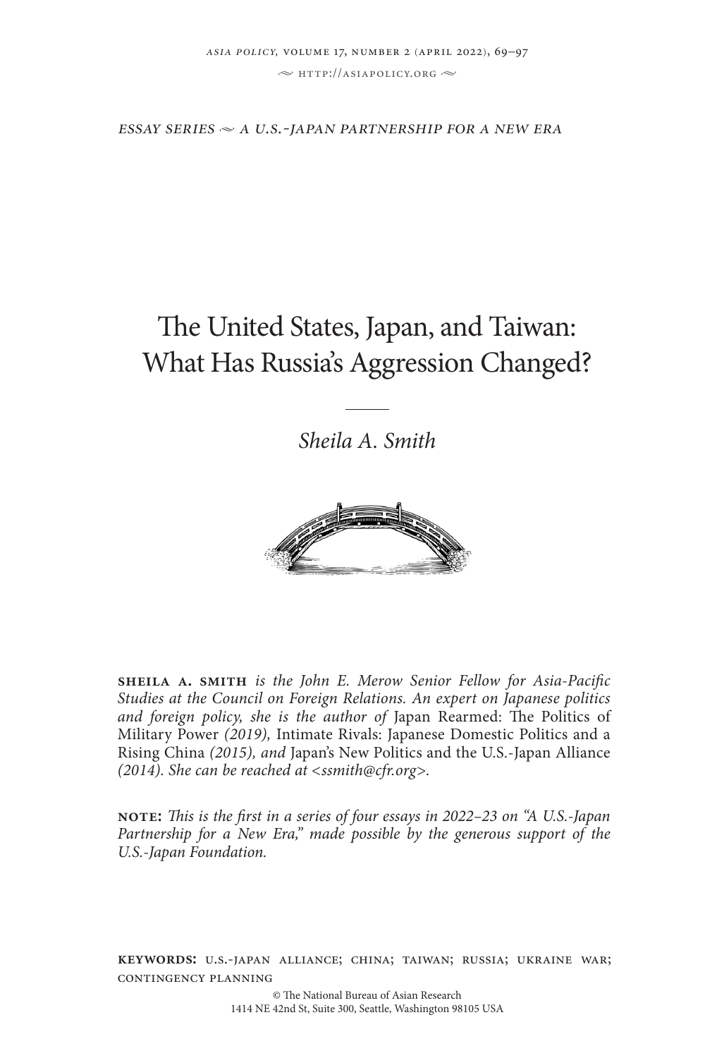*ESSAY SERIES ~ A U.S.-JAPAN PARTNERSHIP FOR A NEW ERA*

# The United States, Japan, and Taiwan: What Has Russia's Aggression Changed?

*Sheila A. Smith*

**SHEILA A. SMITH** *is the John E. Merow Senior Fellow for Asia-Pacific Studies at the Council on Foreign Relations. An expert on Japanese politics and foreign policy, she is the author of* Japan Rearmed: The Politics of Military Power *(2019),* Intimate Rivals: Japanese Domestic Politics and a Rising China *(2015), and* Japan's New Politics and the U.S.-Japan Alliance *(2014). She can be reached at <ssmith@cfr.org>.*

**NOTE:** *This is the first in a series of four essays in 2022–23 on "A U.S.-Japan Partnership for a New Era," made possible by the generous support of the U.S.-Japan Foundation.*

**KEYWORDS:** U.S.-JAPAN ALLIANCE; CHINA; TAIWAN; RUSSIA; UKRAINE WAR; CONTINGENCY PLANNING

© The National Bureau of Asian Research
1414 NE 42nd St, Suite 300, Seattle, Washington 98105 USA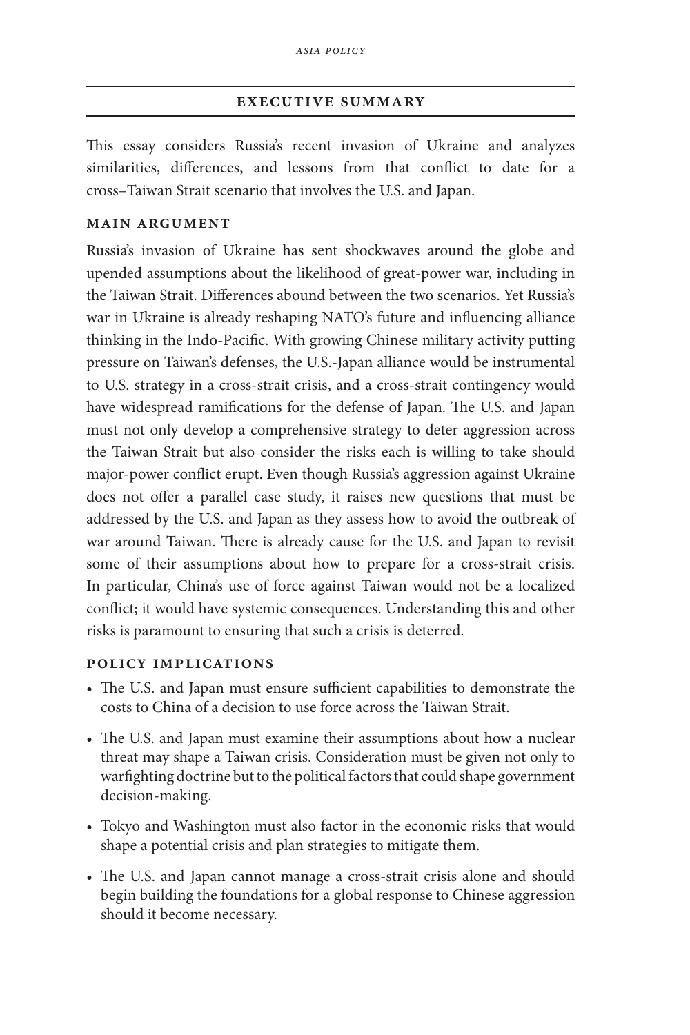## EXECUTIVE SUMMARY

This essay considers Russia's recent invasion of Ukraine and analyzes similarities, differences, and lessons from that conflict to date for a cross–Taiwan Strait scenario that involves the U.S. and Japan.

### MAIN ARGUMENT

Russia's invasion of Ukraine has sent shockwaves around the globe and upended assumptions about the likelihood of great-power war, including in the Taiwan Strait. Differences abound between the two scenarios. Yet Russia's war in Ukraine is already reshaping NATO's future and influencing alliance thinking in the Indo-Pacific. With growing Chinese military activity putting pressure on Taiwan's defenses, the U.S.-Japan alliance would be instrumental to U.S. strategy in a cross-strait crisis, and a cross-strait contingency would have widespread ramifications for the defense of Japan. The U.S. and Japan must not only develop a comprehensive strategy to deter aggression across the Taiwan Strait but also consider the risks each is willing to take should major-power conflict erupt. Even though Russia's aggression against Ukraine does not offer a parallel case study, it raises new questions that must be addressed by the U.S. and Japan as they assess how to avoid the outbreak of war around Taiwan. There is already cause for the U.S. and Japan to revisit some of their assumptions about how to prepare for a cross-strait crisis. In particular, China's use of force against Taiwan would not be a localized conflict; it would have systemic consequences. Understanding this and other risks is paramount to ensuring that such a crisis is deterred.

### POLICY IMPLICATIONS

- The U.S. and Japan must ensure sufficient capabilities to demonstrate the costs to China of a decision to use force across the Taiwan Strait.
- The U.S. and Japan must examine their assumptions about how a nuclear threat may shape a Taiwan crisis. Consideration must be given not only to warfighting doctrine but to the political factors that could shape government decision-making.
- Tokyo and Washington must also factor in the economic risks that would shape a potential crisis and plan strategies to mitigate them.
- The U.S. and Japan cannot manage a cross-strait crisis alone and should begin building the foundations for a global response to Chinese aggression should it become necessary.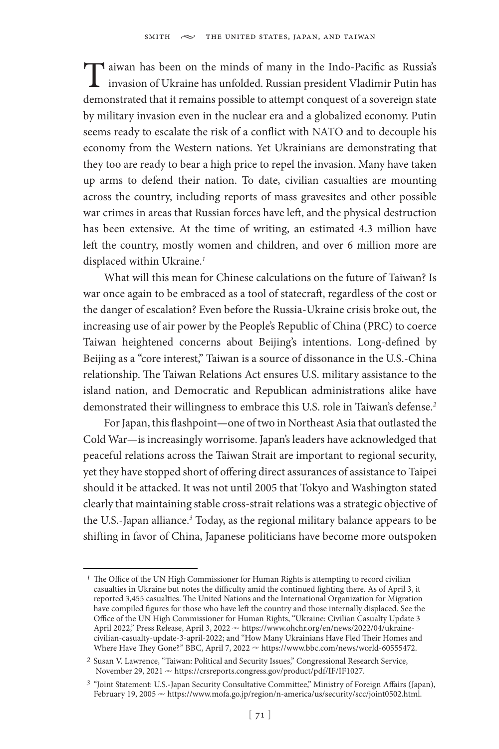Taiwan has been on the minds of many in the Indo-Pacific as Russia's invasion of Ukraine has unfolded. Russian president Vladimir Putin has demonstrated that it remains possible to attempt conquest of a sovereign state by military invasion even in the nuclear era and a globalized economy. Putin seems ready to escalate the risk of a conflict with NATO and to decouple his economy from the Western nations. Yet Ukrainians are demonstrating that they too are ready to bear a high price to repel the invasion. Many have taken up arms to defend their nation. To date, civilian casualties are mounting across the country, including reports of mass gravesites and other possible war crimes in areas that Russian forces have left, and the physical destruction has been extensive. At the time of writing, an estimated 4.3 million have left the country, mostly women and children, and over 6 million more are displaced within Ukraine.[1]

What will this mean for Chinese calculations on the future of Taiwan? Is war once again to be embraced as a tool of statecraft, regardless of the cost or the danger of escalation? Even before the Russia-Ukraine crisis broke out, the increasing use of air power by the People's Republic of China (PRC) to coerce Taiwan heightened concerns about Beijing's intentions. Long-defined by Beijing as a "core interest," Taiwan is a source of dissonance in the U.S.-China relationship. The Taiwan Relations Act ensures U.S. military assistance to the island nation, and Democratic and Republican administrations alike have demonstrated their willingness to embrace this U.S. role in Taiwan's defense.[2]

For Japan, this flashpoint—one of two in Northeast Asia that outlasted the Cold War—is increasingly worrisome. Japan's leaders have acknowledged that peaceful relations across the Taiwan Strait are important to regional security, yet they have stopped short of offering direct assurances of assistance to Taipei should it be attacked. It was not until 2005 that Tokyo and Washington stated clearly that maintaining stable cross-strait relations was a strategic objective of the U.S.-Japan alliance.[3] Today, as the regional military balance appears to be shifting in favor of China, Japanese politicians have become more outspoken

---

[1] The Office of the UN High Commissioner for Human Rights is attempting to record civilian casualties in Ukraine but notes the difficulty amid the continued fighting there. As of April 3, it reported 3,455 casualties. The United Nations and the International Organization for Migration have compiled figures for those who have left the country and those internally displaced. See the Office of the UN High Commissioner for Human Rights, "Ukraine: Civilian Casualty Update 3 April 2022," Press Release, April 3, 2022 ~ https://www.ohchr.org/en/news/2022/04/ukraine-civilian-casualty-update-3-april-2022; and "How Many Ukrainians Have Fled Their Homes and Where Have They Gone?" BBC, April 7, 2022 ~ https://www.bbc.com/news/world-60555472.

[2] Susan V. Lawrence, "Taiwan: Political and Security Issues," Congressional Research Service, November 29, 2021 ~ https://crsreports.congress.gov/product/pdf/IF/IF1027.

[3] "Joint Statement: U.S.-Japan Security Consultative Committee," Ministry of Foreign Affairs (Japan), February 19, 2005 ~ https://www.mofa.go.jp/region/n-america/us/security/scc/joint0502.html.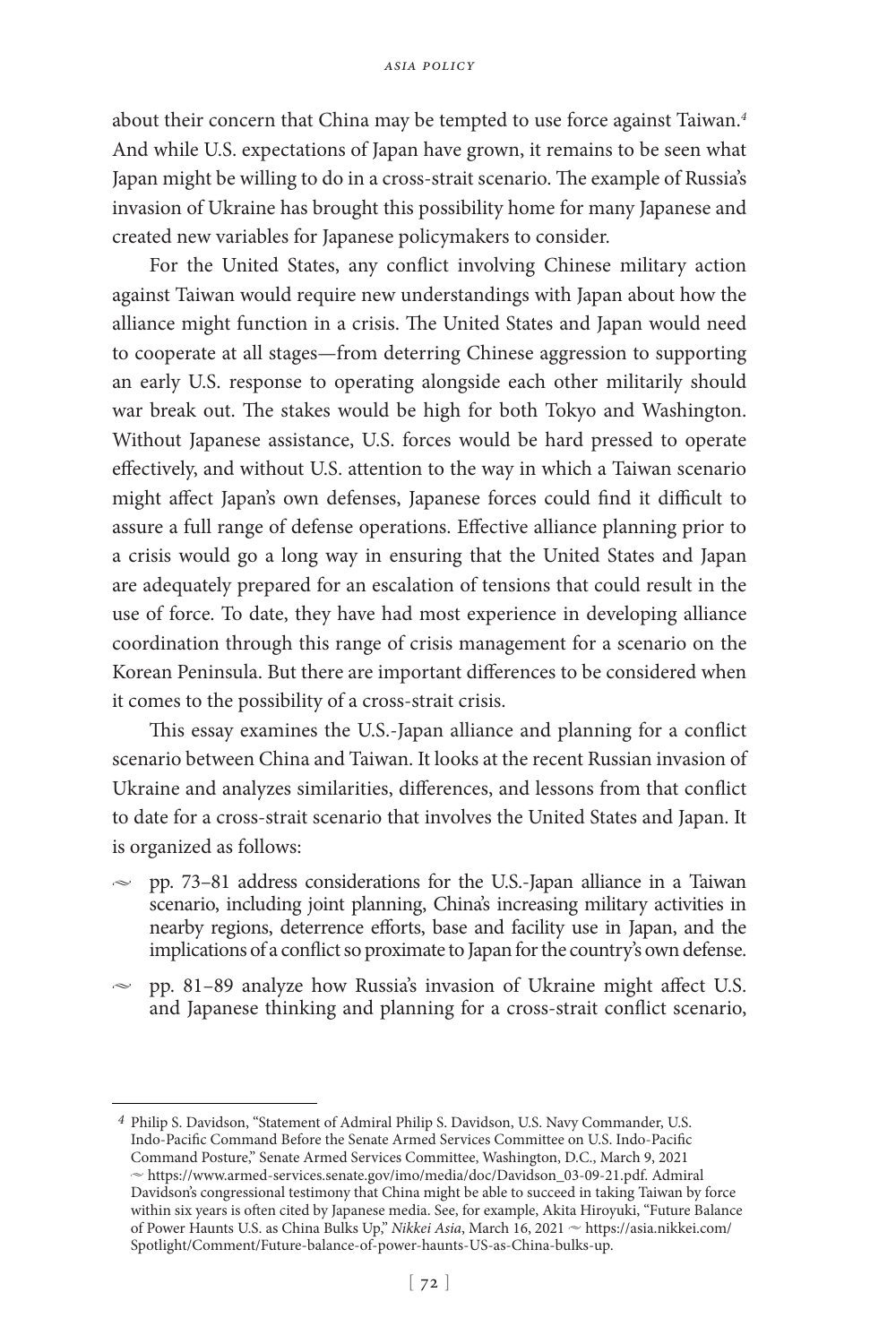about their concern that China may be tempted to use force against Taiwan.[4] And while U.S. expectations of Japan have grown, it remains to be seen what Japan might be willing to do in a cross-strait scenario. The example of Russia's invasion of Ukraine has brought this possibility home for many Japanese and created new variables for Japanese policymakers to consider.

For the United States, any conflict involving Chinese military action against Taiwan would require new understandings with Japan about how the alliance might function in a crisis. The United States and Japan would need to cooperate at all stages—from deterring Chinese aggression to supporting an early U.S. response to operating alongside each other militarily should war break out. The stakes would be high for both Tokyo and Washington. Without Japanese assistance, U.S. forces would be hard pressed to operate effectively, and without U.S. attention to the way in which a Taiwan scenario might affect Japan's own defenses, Japanese forces could find it difficult to assure a full range of defense operations. Effective alliance planning prior to a crisis would go a long way in ensuring that the United States and Japan are adequately prepared for an escalation of tensions that could result in the use of force. To date, they have had most experience in developing alliance coordination through this range of crisis management for a scenario on the Korean Peninsula. But there are important differences to be considered when it comes to the possibility of a cross-strait crisis.

This essay examines the U.S.-Japan alliance and planning for a conflict scenario between China and Taiwan. It looks at the recent Russian invasion of Ukraine and analyzes similarities, differences, and lessons from that conflict to date for a cross-strait scenario that involves the United States and Japan. It is organized as follows:

- pp. 73–81 address considerations for the U.S.-Japan alliance in a Taiwan scenario, including joint planning, China's increasing military activities in nearby regions, deterrence efforts, base and facility use in Japan, and the implications of a conflict so proximate to Japan for the country's own defense.
- pp. 81–89 analyze how Russia's invasion of Ukraine might affect U.S. and Japanese thinking and planning for a cross-strait conflict scenario,

---

[4] Philip S. Davidson, "Statement of Admiral Philip S. Davidson, U.S. Navy Commander, U.S. Indo-Pacific Command Before the Senate Armed Services Committee on U.S. Indo-Pacific Command Posture," Senate Armed Services Committee, Washington, D.C., March 9, 2021 ~ https://www.armed-services.senate.gov/imo/media/doc/Davidson_03-09-21.pdf. Admiral Davidson's congressional testimony that China might be able to succeed in taking Taiwan by force within six years is often cited by Japanese media. See, for example, Akita Hiroyuki, "Future Balance of Power Haunts U.S. as China Bulks Up," *Nikkei Asia*, March 16, 2021 ~ https://asia.nikkei.com/Spotlight/Comment/Future-balance-of-power-haunts-US-as-China-bulks-up.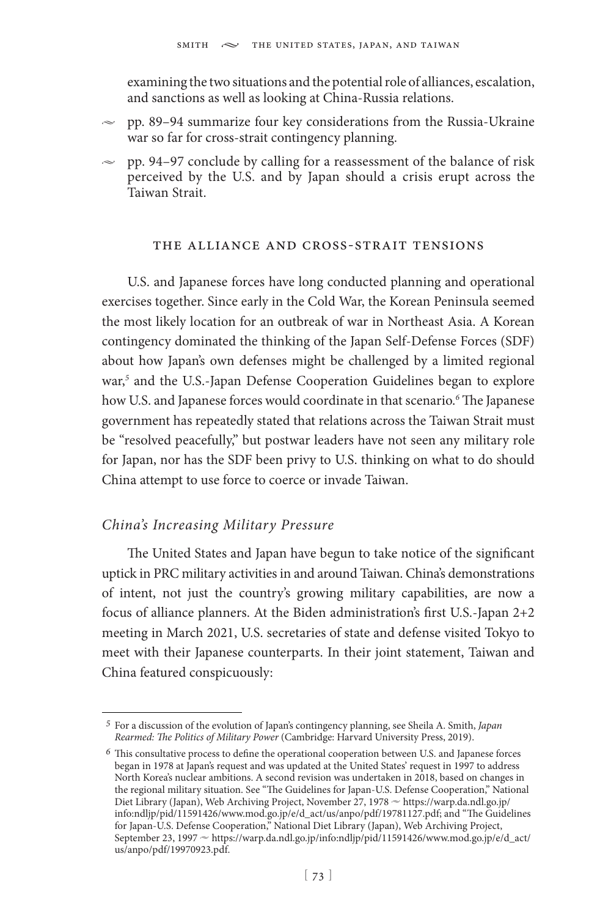examining the two situations and the potential role of alliances, escalation, and sanctions as well as looking at China-Russia relations.

- pp. 89–94 summarize four key considerations from the Russia-Ukraine war so far for cross-strait contingency planning.
- pp. 94–97 conclude by calling for a reassessment of the balance of risk perceived by the U.S. and by Japan should a crisis erupt across the Taiwan Strait.

## The Alliance and Cross-Strait Tensions

U.S. and Japanese forces have long conducted planning and operational exercises together. Since early in the Cold War, the Korean Peninsula seemed the most likely location for an outbreak of war in Northeast Asia. A Korean contingency dominated the thinking of the Japan Self-Defense Forces (SDF) about how Japan's own defenses might be challenged by a limited regional war,[5] and the U.S.-Japan Defense Cooperation Guidelines began to explore how U.S. and Japanese forces would coordinate in that scenario.[6] The Japanese government has repeatedly stated that relations across the Taiwan Strait must be "resolved peacefully," but postwar leaders have not seen any military role for Japan, nor has the SDF been privy to U.S. thinking on what to do should China attempt to use force to coerce or invade Taiwan.

### *China's Increasing Military Pressure*

The United States and Japan have begun to take notice of the significant uptick in PRC military activities in and around Taiwan. China's demonstrations of intent, not just the country's growing military capabilities, are now a focus of alliance planners. At the Biden administration's first U.S.-Japan 2+2 meeting in March 2021, U.S. secretaries of state and defense visited Tokyo to meet with their Japanese counterparts. In their joint statement, Taiwan and China featured conspicuously:

---

[5] For a discussion of the evolution of Japan's contingency planning, see Sheila A. Smith, *Japan Rearmed: The Politics of Military Power* (Cambridge: Harvard University Press, 2019).

[6] This consultative process to define the operational cooperation between U.S. and Japanese forces began in 1978 at Japan's request and was updated at the United States' request in 1997 to address North Korea's nuclear ambitions. A second revision was undertaken in 2018, based on changes in the regional military situation. See "The Guidelines for Japan-U.S. Defense Cooperation," National Diet Library (Japan), Web Archiving Project, November 27, 1978 ~ https://warp.da.ndl.go.jp/info:ndljp/pid/11591426/www.mod.go.jp/e/d_act/us/anpo/pdf/19781127.pdf; and "The Guidelines for Japan-U.S. Defense Cooperation," National Diet Library (Japan), Web Archiving Project, September 23, 1997 ~ https://warp.da.ndl.go.jp/info:ndljp/pid/11591426/www.mod.go.jp/e/d_act/us/anpo/pdf/19970923.pdf.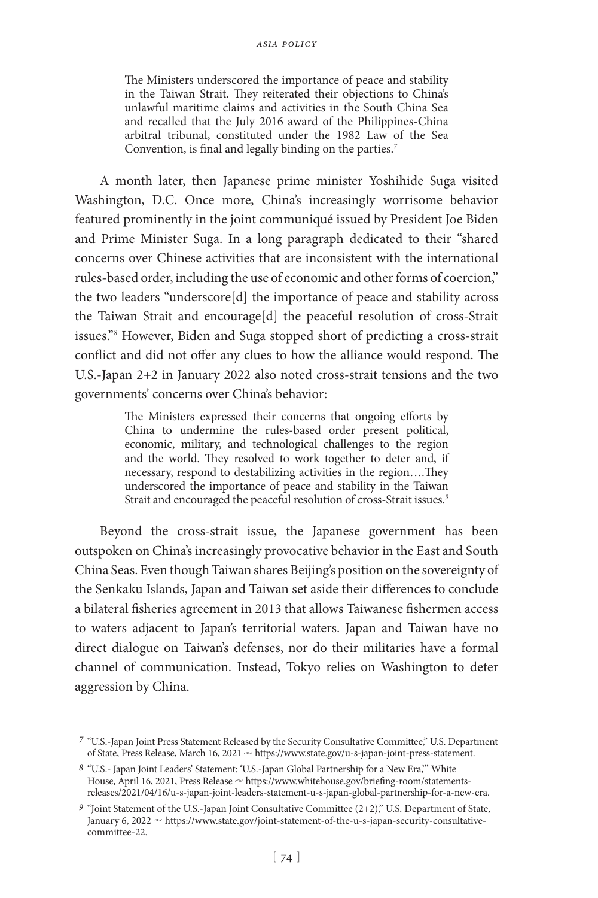> The Ministers underscored the importance of peace and stability in the Taiwan Strait. They reiterated their objections to China's unlawful maritime claims and activities in the South China Sea and recalled that the July 2016 award of the Philippines-China arbitral tribunal, constituted under the 1982 Law of the Sea Convention, is final and legally binding on the parties.[7]

A month later, then Japanese prime minister Yoshihide Suga visited Washington, D.C. Once more, China's increasingly worrisome behavior featured prominently in the joint communiqué issued by President Joe Biden and Prime Minister Suga. In a long paragraph dedicated to their "shared concerns over Chinese activities that are inconsistent with the international rules-based order, including the use of economic and other forms of coercion," the two leaders "underscore[d] the importance of peace and stability across the Taiwan Strait and encourage[d] the peaceful resolution of cross-Strait issues."[8] However, Biden and Suga stopped short of predicting a cross-strait conflict and did not offer any clues to how the alliance would respond. The U.S.-Japan 2+2 in January 2022 also noted cross-strait tensions and the two governments' concerns over China's behavior:

> The Ministers expressed their concerns that ongoing efforts by China to undermine the rules-based order present political, economic, military, and technological challenges to the region and the world. They resolved to work together to deter and, if necessary, respond to destabilizing activities in the region….They underscored the importance of peace and stability in the Taiwan Strait and encouraged the peaceful resolution of cross-Strait issues.[9]

Beyond the cross-strait issue, the Japanese government has been outspoken on China's increasingly provocative behavior in the East and South China Seas. Even though Taiwan shares Beijing's position on the sovereignty of the Senkaku Islands, Japan and Taiwan set aside their differences to conclude a bilateral fisheries agreement in 2013 that allows Taiwanese fishermen access to waters adjacent to Japan's territorial waters. Japan and Taiwan have no direct dialogue on Taiwan's defenses, nor do their militaries have a formal channel of communication. Instead, Tokyo relies on Washington to deter aggression by China.

---

[7] "U.S.-Japan Joint Press Statement Released by the Security Consultative Committee," U.S. Department of State, Press Release, March 16, 2021 ~ https://www.state.gov/u-s-japan-joint-press-statement.

[8] "U.S.- Japan Joint Leaders' Statement: 'U.S.-Japan Global Partnership for a New Era,'" White House, April 16, 2021, Press Release ~ https://www.whitehouse.gov/briefing-room/statements-releases/2021/04/16/u-s-japan-joint-leaders-statement-u-s-japan-global-partnership-for-a-new-era.

[9] "Joint Statement of the U.S.-Japan Joint Consultative Committee (2+2)," U.S. Department of State, January 6, 2022 ~ https://www.state.gov/joint-statement-of-the-u-s-japan-security-consultative-committee-22.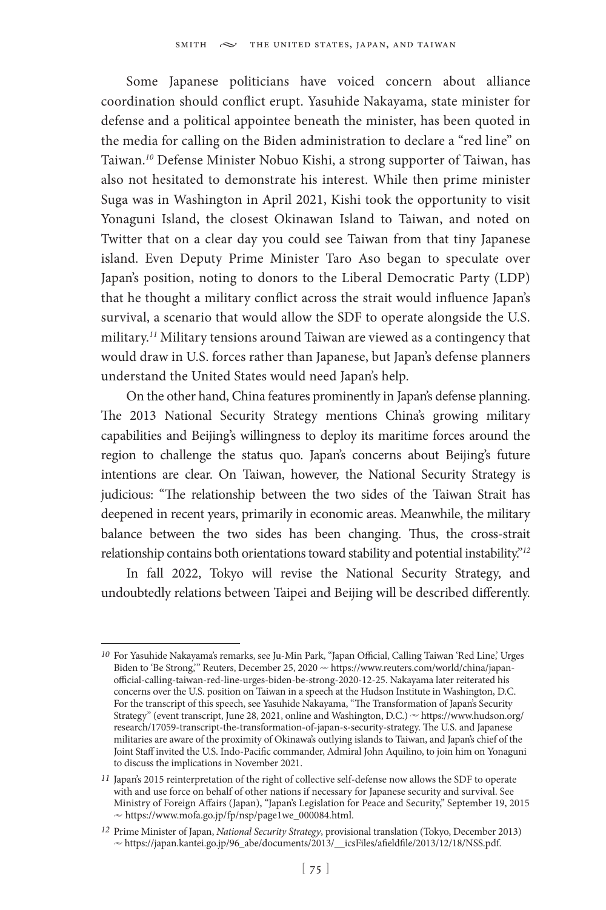Some Japanese politicians have voiced concern about alliance coordination should conflict erupt. Yasuhide Nakayama, state minister for defense and a political appointee beneath the minister, has been quoted in the media for calling on the Biden administration to declare a "red line" on Taiwan.[10] Defense Minister Nobuo Kishi, a strong supporter of Taiwan, has also not hesitated to demonstrate his interest. While then prime minister Suga was in Washington in April 2021, Kishi took the opportunity to visit Yonaguni Island, the closest Okinawan Island to Taiwan, and noted on Twitter that on a clear day you could see Taiwan from that tiny Japanese island. Even Deputy Prime Minister Taro Aso began to speculate over Japan's position, noting to donors to the Liberal Democratic Party (LDP) that he thought a military conflict across the strait would influence Japan's survival, a scenario that would allow the SDF to operate alongside the U.S. military.[11] Military tensions around Taiwan are viewed as a contingency that would draw in U.S. forces rather than Japanese, but Japan's defense planners understand the United States would need Japan's help.

On the other hand, China features prominently in Japan's defense planning. The 2013 National Security Strategy mentions China's growing military capabilities and Beijing's willingness to deploy its maritime forces around the region to challenge the status quo. Japan's concerns about Beijing's future intentions are clear. On Taiwan, however, the National Security Strategy is judicious: "The relationship between the two sides of the Taiwan Strait has deepened in recent years, primarily in economic areas. Meanwhile, the military balance between the two sides has been changing. Thus, the cross-strait relationship contains both orientations toward stability and potential instability."[12]

In fall 2022, Tokyo will revise the National Security Strategy, and undoubtedly relations between Taipei and Beijing will be described differently.

---

[10] For Yasuhide Nakayama's remarks, see Ju-Min Park, "Japan Official, Calling Taiwan 'Red Line,' Urges Biden to 'Be Strong,'" Reuters, December 25, 2020 ~ https://www.reuters.com/world/china/japan-official-calling-taiwan-red-line-urges-biden-be-strong-2020-12-25. Nakayama later reiterated his concerns over the U.S. position on Taiwan in a speech at the Hudson Institute in Washington, D.C. For the transcript of this speech, see Yasuhide Nakayama, "The Transformation of Japan's Security Strategy" (event transcript, June 28, 2021, online and Washington, D.C.) ~ https://www.hudson.org/research/17059-transcript-the-transformation-of-japan-s-security-strategy. The U.S. and Japanese militaries are aware of the proximity of Okinawa's outlying islands to Taiwan, and Japan's chief of the Joint Staff invited the U.S. Indo-Pacific commander, Admiral John Aquilino, to join him on Yonaguni to discuss the implications in November 2021.

[11] Japan's 2015 reinterpretation of the right of collective self-defense now allows the SDF to operate with and use force on behalf of other nations if necessary for Japanese security and survival. See Ministry of Foreign Affairs (Japan), "Japan's Legislation for Peace and Security," September 19, 2015 ~ https://www.mofa.go.jp/fp/nsp/page1we_000084.html.

[12] Prime Minister of Japan, *National Security Strategy*, provisional translation (Tokyo, December 2013) ~ https://japan.kantei.go.jp/96_abe/documents/2013/__icsFiles/afieldfile/2013/12/18/NSS.pdf.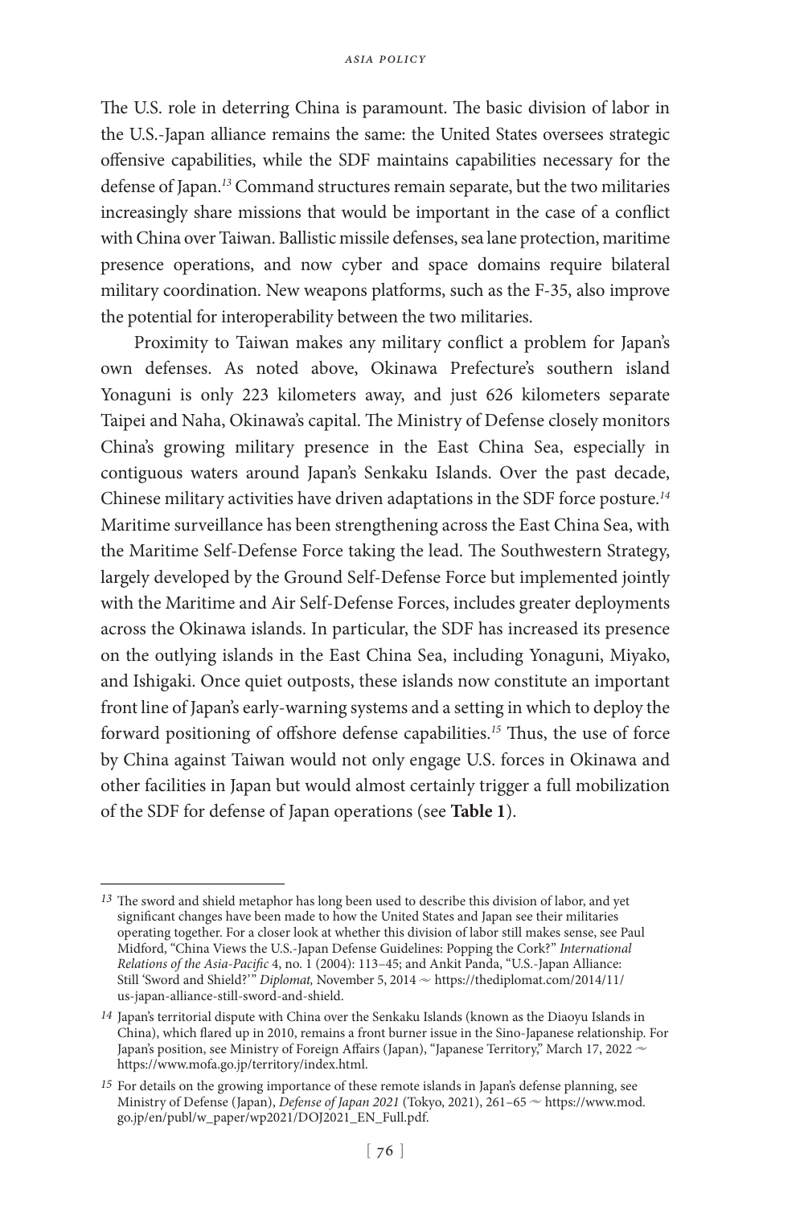The U.S. role in deterring China is paramount. The basic division of labor in the U.S.-Japan alliance remains the same: the United States oversees strategic offensive capabilities, while the SDF maintains capabilities necessary for the defense of Japan.[13] Command structures remain separate, but the two militaries increasingly share missions that would be important in the case of a conflict with China over Taiwan. Ballistic missile defenses, sea lane protection, maritime presence operations, and now cyber and space domains require bilateral military coordination. New weapons platforms, such as the F-35, also improve the potential for interoperability between the two militaries.

Proximity to Taiwan makes any military conflict a problem for Japan's own defenses. As noted above, Okinawa Prefecture's southern island Yonaguni is only 223 kilometers away, and just 626 kilometers separate Taipei and Naha, Okinawa's capital. The Ministry of Defense closely monitors China's growing military presence in the East China Sea, especially in contiguous waters around Japan's Senkaku Islands. Over the past decade, Chinese military activities have driven adaptations in the SDF force posture.[14] Maritime surveillance has been strengthening across the East China Sea, with the Maritime Self-Defense Force taking the lead. The Southwestern Strategy, largely developed by the Ground Self-Defense Force but implemented jointly with the Maritime and Air Self-Defense Forces, includes greater deployments across the Okinawa islands. In particular, the SDF has increased its presence on the outlying islands in the East China Sea, including Yonaguni, Miyako, and Ishigaki. Once quiet outposts, these islands now constitute an important front line of Japan's early-warning systems and a setting in which to deploy the forward positioning of offshore defense capabilities.[15] Thus, the use of force by China against Taiwan would not only engage U.S. forces in Okinawa and other facilities in Japan but would almost certainly trigger a full mobilization of the SDF for defense of Japan operations (see **Table 1**).

---

[13] The sword and shield metaphor has long been used to describe this division of labor, and yet significant changes have been made to how the United States and Japan see their militaries operating together. For a closer look at whether this division of labor still makes sense, see Paul Midford, "China Views the U.S.-Japan Defense Guidelines: Popping the Cork?" *International Relations of the Asia-Pacific* 4, no. 1 (2004): 113–45; and Ankit Panda, "U.S.-Japan Alliance: Still 'Sword and Shield?'" *Diplomat,* November 5, 2014 ~ https://thediplomat.com/2014/11/us-japan-alliance-still-sword-and-shield.

[14] Japan's territorial dispute with China over the Senkaku Islands (known as the Diaoyu Islands in China), which flared up in 2010, remains a front burner issue in the Sino-Japanese relationship. For Japan's position, see Ministry of Foreign Affairs (Japan), "Japanese Territory," March 17, 2022 ~ https://www.mofa.go.jp/territory/index.html.

[15] For details on the growing importance of these remote islands in Japan's defense planning, see Ministry of Defense (Japan), *Defense of Japan 2021* (Tokyo, 2021), 261–65 ~ https://www.mod.go.jp/en/publ/w_paper/wp2021/DOJ2021_EN_Full.pdf.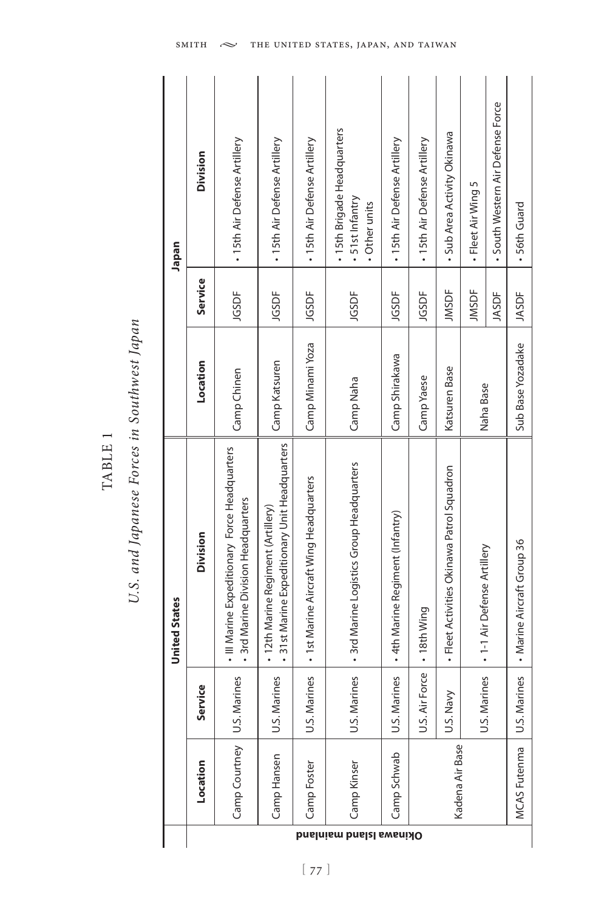# TABLE 1

*U.S. and Japanese Forces in Southwest Japan*

| | United States | | | Japan | | |
|---|---|---|---|---|---|---|
| | **Location** | **Service** | **Division** | **Location** | **Service** | **Division** |
| Okinawa Island mainland | Camp Courtney | U.S. Marines | • III Marine Expeditionary Force Headquarters<br>• 3rd Marine Division Headquarters | Camp Chinen | JGSDF | • 15th Air Defense Artillery |
| | Camp Hansen | U.S. Marines | • 12th Marine Regiment (Artillery)<br>• 31st Marine Expeditionary Unit Headquarters | Camp Katsuren | JGSDF | • 15th Air Defense Artillery |
| | Camp Foster | U.S. Marines | • 1st Marine Aircraft Wing Headquarters | Camp Minami Yoza | JGSDF | • 15th Air Defense Artillery |
| | Camp Kinser | U.S. Marines | • 3rd Marine Logistics Group Headquarters | Camp Naha | JGSDF | • 15th Brigade Headquarters<br>• 51st Infantry<br>• Other units |
| | Camp Schwab | U.S. Marines | • 4th Marine Regiment (Infantry) | Camp Shirakawa | JGSDF | • 15th Air Defense Artillery |
| | Kadena Air Base | U.S. Air Force | • 18th Wing | Camp Yaese | JGSDF | • 15th Air Defense Artillery |
| | | U.S. Navy | • Fleet Activities Okinawa Patrol Squadron | Katsuren Base | JMSDF | • Sub Area Activity Okinawa |
| | | U.S. Marines | • 1-1 Air Defense Artillery | Naha Base | JMSDF | • Fleet Air Wing 5 |
| | | | | | JASDF | • South Western Air Defense Force |
| | MCAS Futenma | U.S. Marines | • Marine Aircraft Group 36 | Sub Base Yozadake | JASDF | • 56th Guard |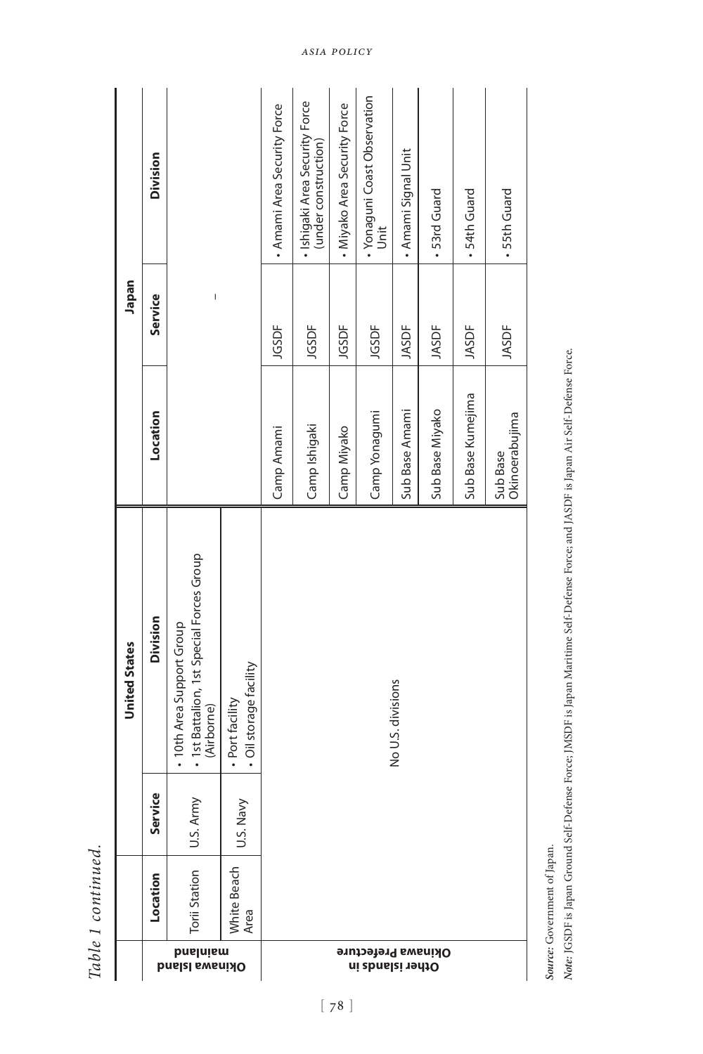*Table 1 continued.*

| | United States | | | Japan | | |
|---|---|---|---|---|---|---|
| | Location | Service | Division | Location | Service | Division |
| Okinawa Island mainland | Torii Station | U.S. Army | • 10th Area Support Group<br>• 1st Battalion, 1st Special Forces Group (Airborne) | | – | |
| | White Beach Area | U.S. Navy | • Port facility<br>• Oil storage facility | | | |
| Other islands in Okinawa Prefecture | No U.S. divisions | | | Camp Amami | JGSDF | • Amami Area Security Force |
| | | | | Camp Ishigaki | JGSDF | • Ishigaki Area Security Force (under construction) |
| | | | | Camp Miyako | JGSDF | • Miyako Area Security Force |
| | | | | Camp Yonagumi | JGSDF | • Yonaguni Coast Observation Unit |
| | | | | Sub Base Amami | JASDF | • Amami Signal Unit |
| | | | | Sub Base Miyako | JASDF | • 53rd Guard |
| | | | | Sub Base Kumejima | JASDF | • 54th Guard |
| | | | | Sub Base Okinoerabujima | JASDF | • 55th Guard |

*Source:* Government of Japan.

*Note:* JGSDF is Japan Ground Self-Defense Force; JMSDF is Japan Maritime Self-Defense Force; and JASDF is Japan Air Self-Defense Force.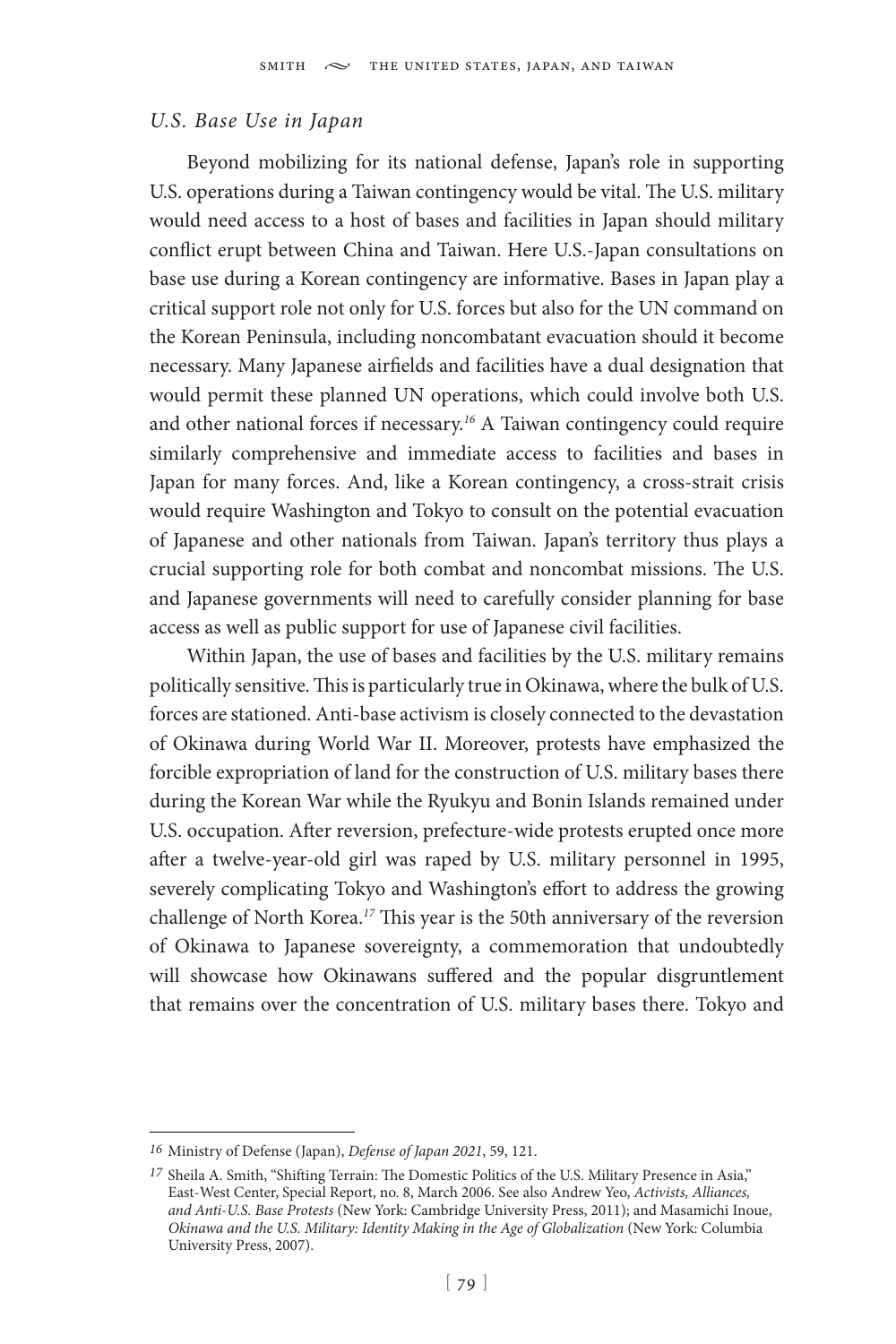### *U.S. Base Use in Japan*

Beyond mobilizing for its national defense, Japan's role in supporting U.S. operations during a Taiwan contingency would be vital. The U.S. military would need access to a host of bases and facilities in Japan should military conflict erupt between China and Taiwan. Here U.S.-Japan consultations on base use during a Korean contingency are informative. Bases in Japan play a critical support role not only for U.S. forces but also for the UN command on the Korean Peninsula, including noncombatant evacuation should it become necessary. Many Japanese airfields and facilities have a dual designation that would permit these planned UN operations, which could involve both U.S. and other national forces if necessary.[16] A Taiwan contingency could require similarly comprehensive and immediate access to facilities and bases in Japan for many forces. And, like a Korean contingency, a cross-strait crisis would require Washington and Tokyo to consult on the potential evacuation of Japanese and other nationals from Taiwan. Japan's territory thus plays a crucial supporting role for both combat and noncombat missions. The U.S. and Japanese governments will need to carefully consider planning for base access as well as public support for use of Japanese civil facilities.

Within Japan, the use of bases and facilities by the U.S. military remains politically sensitive. This is particularly true in Okinawa, where the bulk of U.S. forces are stationed. Anti-base activism is closely connected to the devastation of Okinawa during World War II. Moreover, protests have emphasized the forcible expropriation of land for the construction of U.S. military bases there during the Korean War while the Ryukyu and Bonin Islands remained under U.S. occupation. After reversion, prefecture-wide protests erupted once more after a twelve-year-old girl was raped by U.S. military personnel in 1995, severely complicating Tokyo and Washington's effort to address the growing challenge of North Korea.[17] This year is the 50th anniversary of the reversion of Okinawa to Japanese sovereignty, a commemoration that undoubtedly will showcase how Okinawans suffered and the popular disgruntlement that remains over the concentration of U.S. military bases there. Tokyo and

---

[16] Ministry of Defense (Japan), *Defense of Japan 2021*, 59, 121.

[17] Sheila A. Smith, "Shifting Terrain: The Domestic Politics of the U.S. Military Presence in Asia," East-West Center, Special Report, no. 8, March 2006. See also Andrew Yeo, *Activists, Alliances, and Anti-U.S. Base Protests* (New York: Cambridge University Press, 2011); and Masamichi Inoue, *Okinawa and the U.S. Military: Identity Making in the Age of Globalization* (New York: Columbia University Press, 2007).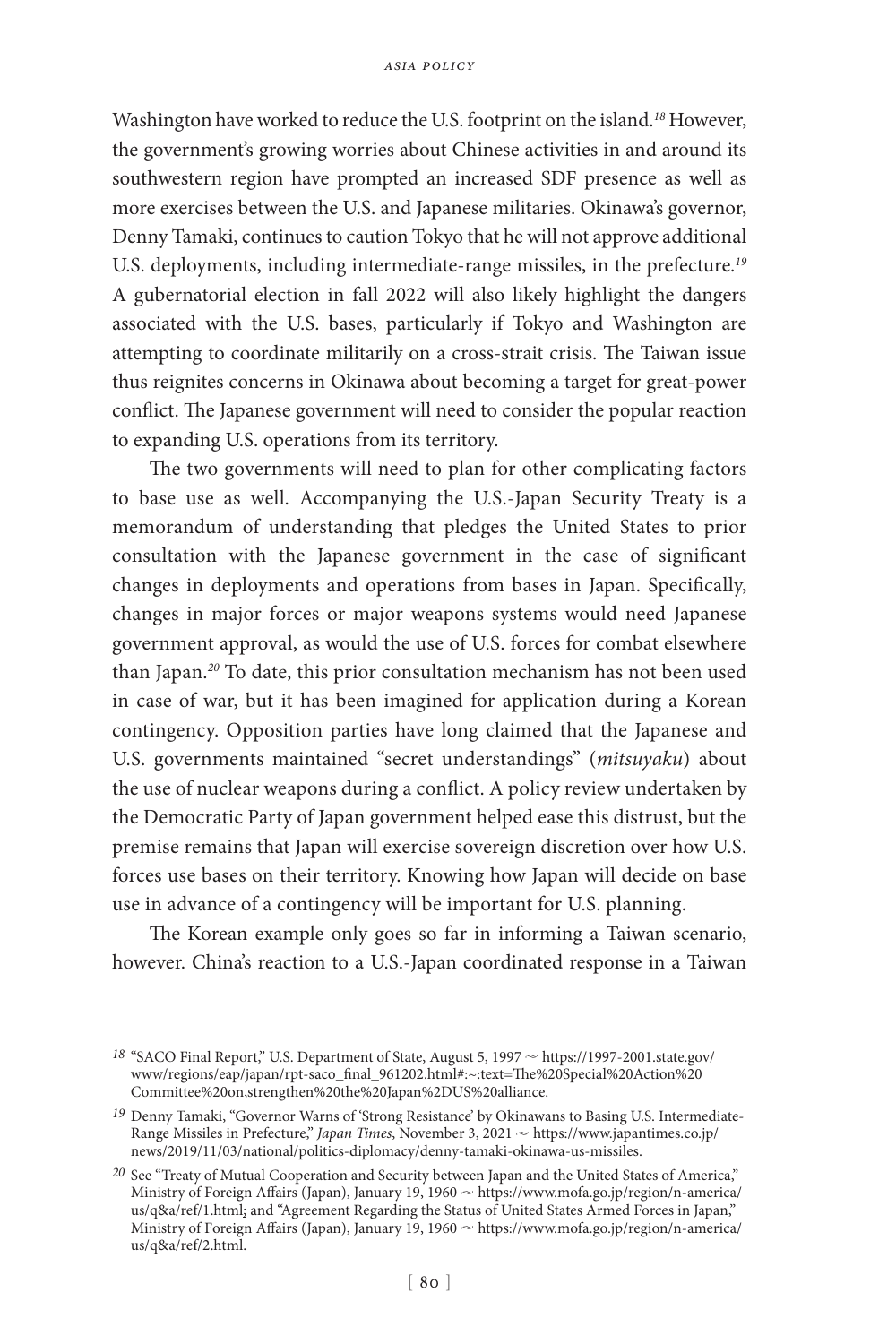Washington have worked to reduce the U.S. footprint on the island.[18] However, the government's growing worries about Chinese activities in and around its southwestern region have prompted an increased SDF presence as well as more exercises between the U.S. and Japanese militaries. Okinawa's governor, Denny Tamaki, continues to caution Tokyo that he will not approve additional U.S. deployments, including intermediate-range missiles, in the prefecture.[19] A gubernatorial election in fall 2022 will also likely highlight the dangers associated with the U.S. bases, particularly if Tokyo and Washington are attempting to coordinate militarily on a cross-strait crisis. The Taiwan issue thus reignites concerns in Okinawa about becoming a target for great-power conflict. The Japanese government will need to consider the popular reaction to expanding U.S. operations from its territory.

The two governments will need to plan for other complicating factors to base use as well. Accompanying the U.S.-Japan Security Treaty is a memorandum of understanding that pledges the United States to prior consultation with the Japanese government in the case of significant changes in deployments and operations from bases in Japan. Specifically, changes in major forces or major weapons systems would need Japanese government approval, as would the use of U.S. forces for combat elsewhere than Japan.[20] To date, this prior consultation mechanism has not been used in case of war, but it has been imagined for application during a Korean contingency. Opposition parties have long claimed that the Japanese and U.S. governments maintained "secret understandings" (*mitsuyaku*) about the use of nuclear weapons during a conflict. A policy review undertaken by the Democratic Party of Japan government helped ease this distrust, but the premise remains that Japan will exercise sovereign discretion over how U.S. forces use bases on their territory. Knowing how Japan will decide on base use in advance of a contingency will be important for U.S. planning.

The Korean example only goes so far in informing a Taiwan scenario, however. China's reaction to a U.S.-Japan coordinated response in a Taiwan

---

[18] "SACO Final Report," U.S. Department of State, August 5, 1997 ~ https://1997-2001.state.gov/www/regions/eap/japan/rpt-saco_final_961202.html#:~:text=The%20Special%20Action%20Committee%20on,strengthen%20the%20Japan%2DUS%20alliance.

[19] Denny Tamaki, "Governor Warns of 'Strong Resistance' by Okinawans to Basing U.S. Intermediate-Range Missiles in Prefecture," *Japan Times*, November 3, 2021 ~ https://www.japantimes.co.jp/news/2019/11/03/national/politics-diplomacy/denny-tamaki-okinawa-us-missiles.

[20] See "Treaty of Mutual Cooperation and Security between Japan and the United States of America," Ministry of Foreign Affairs (Japan), January 19, 1960 ~ https://www.mofa.go.jp/region/n-america/us/q&a/ref/1.html; and "Agreement Regarding the Status of United States Armed Forces in Japan," Ministry of Foreign Affairs (Japan), January 19, 1960 ~ https://www.mofa.go.jp/region/n-america/us/q&a/ref/2.html.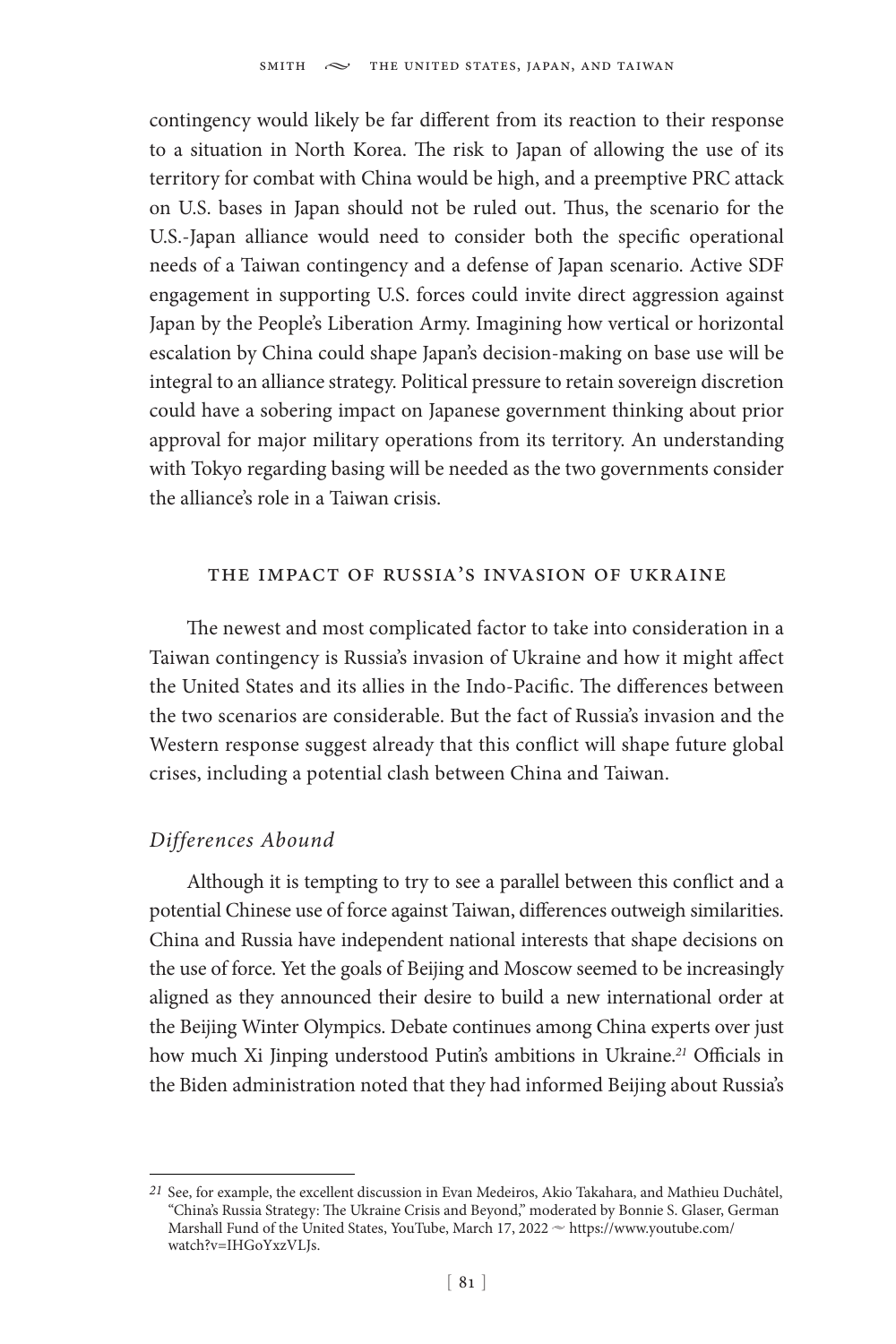contingency would likely be far different from its reaction to their response to a situation in North Korea. The risk to Japan of allowing the use of its territory for combat with China would be high, and a preemptive PRC attack on U.S. bases in Japan should not be ruled out. Thus, the scenario for the U.S.-Japan alliance would need to consider both the specific operational needs of a Taiwan contingency and a defense of Japan scenario. Active SDF engagement in supporting U.S. forces could invite direct aggression against Japan by the People's Liberation Army. Imagining how vertical or horizontal escalation by China could shape Japan's decision-making on base use will be integral to an alliance strategy. Political pressure to retain sovereign discretion could have a sobering impact on Japanese government thinking about prior approval for major military operations from its territory. An understanding with Tokyo regarding basing will be needed as the two governments consider the alliance's role in a Taiwan crisis.

## The Impact of Russia's Invasion of Ukraine

The newest and most complicated factor to take into consideration in a Taiwan contingency is Russia's invasion of Ukraine and how it might affect the United States and its allies in the Indo-Pacific. The differences between the two scenarios are considerable. But the fact of Russia's invasion and the Western response suggest already that this conflict will shape future global crises, including a potential clash between China and Taiwan.

### *Differences Abound*

Although it is tempting to try to see a parallel between this conflict and a potential Chinese use of force against Taiwan, differences outweigh similarities. China and Russia have independent national interests that shape decisions on the use of force. Yet the goals of Beijing and Moscow seemed to be increasingly aligned as they announced their desire to build a new international order at the Beijing Winter Olympics. Debate continues among China experts over just how much Xi Jinping understood Putin's ambitions in Ukraine.[21] Officials in the Biden administration noted that they had informed Beijing about Russia's

---

[21] See, for example, the excellent discussion in Evan Medeiros, Akio Takahara, and Mathieu Duchâtel, "China's Russia Strategy: The Ukraine Crisis and Beyond," moderated by Bonnie S. Glaser, German Marshall Fund of the United States, YouTube, March 17, 2022 ~ https://www.youtube.com/watch?v=IHGoYxzVLJs.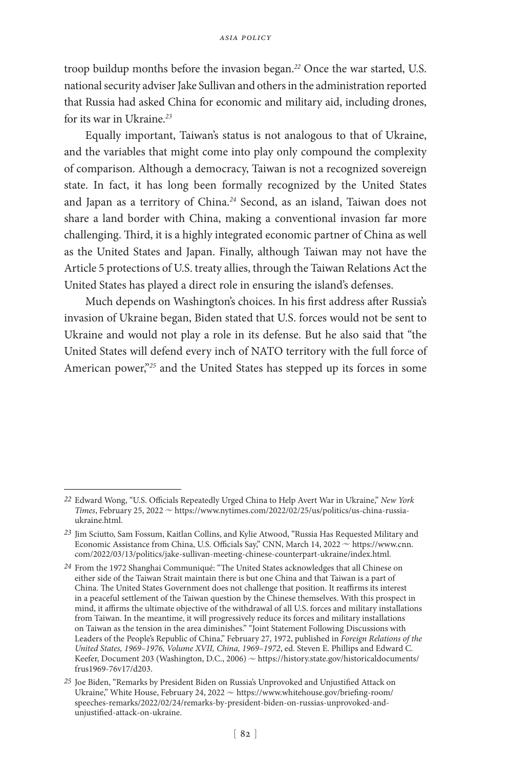troop buildup months before the invasion began.[22] Once the war started, U.S. national security adviser Jake Sullivan and others in the administration reported that Russia had asked China for economic and military aid, including drones, for its war in Ukraine.[23]

Equally important, Taiwan's status is not analogous to that of Ukraine, and the variables that might come into play only compound the complexity of comparison. Although a democracy, Taiwan is not a recognized sovereign state. In fact, it has long been formally recognized by the United States and Japan as a territory of China.[24] Second, as an island, Taiwan does not share a land border with China, making a conventional invasion far more challenging. Third, it is a highly integrated economic partner of China as well as the United States and Japan. Finally, although Taiwan may not have the Article 5 protections of U.S. treaty allies, through the Taiwan Relations Act the United States has played a direct role in ensuring the island's defenses.

Much depends on Washington's choices. In his first address after Russia's invasion of Ukraine began, Biden stated that U.S. forces would not be sent to Ukraine and would not play a role in its defense. But he also said that "the United States will defend every inch of NATO territory with the full force of American power,"[25] and the United States has stepped up its forces in some

---

22 Edward Wong, "U.S. Officials Repeatedly Urged China to Help Avert War in Ukraine," *New York Times*, February 25, 2022 ~ https://www.nytimes.com/2022/02/25/us/politics/us-china-russia-ukraine.html.

23 Jim Sciutto, Sam Fossum, Kaitlan Collins, and Kylie Atwood, "Russia Has Requested Military and Economic Assistance from China, U.S. Officials Say," CNN, March 14, 2022 ~ https://www.cnn.com/2022/03/13/politics/jake-sullivan-meeting-chinese-counterpart-ukraine/index.html.

24 From the 1972 Shanghai Communiqué: "The United States acknowledges that all Chinese on either side of the Taiwan Strait maintain there is but one China and that Taiwan is a part of China. The United States Government does not challenge that position. It reaffirms its interest in a peaceful settlement of the Taiwan question by the Chinese themselves. With this prospect in mind, it affirms the ultimate objective of the withdrawal of all U.S. forces and military installations from Taiwan. In the meantime, it will progressively reduce its forces and military installations on Taiwan as the tension in the area diminishes." "Joint Statement Following Discussions with Leaders of the People's Republic of China," February 27, 1972, published in *Foreign Relations of the United States, 1969–1976, Volume XVII, China, 1969–1972*, ed. Steven E. Phillips and Edward C. Keefer, Document 203 (Washington, D.C., 2006) ~ https://history.state.gov/historicaldocuments/frus1969-76v17/d203.

25 Joe Biden, "Remarks by President Biden on Russia's Unprovoked and Unjustified Attack on Ukraine," White House, February 24, 2022 ~ https://www.whitehouse.gov/briefing-room/speeches-remarks/2022/02/24/remarks-by-president-biden-on-russias-unprovoked-and-unjustified-attack-on-ukraine.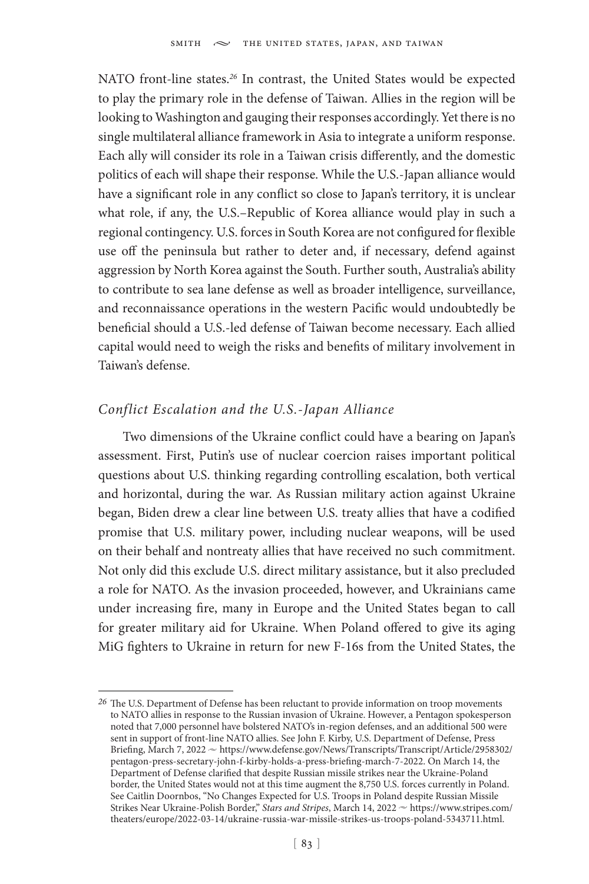NATO front-line states.[26] In contrast, the United States would be expected to play the primary role in the defense of Taiwan. Allies in the region will be looking to Washington and gauging their responses accordingly. Yet there is no single multilateral alliance framework in Asia to integrate a uniform response. Each ally will consider its role in a Taiwan crisis differently, and the domestic politics of each will shape their response. While the U.S.-Japan alliance would have a significant role in any conflict so close to Japan's territory, it is unclear what role, if any, the U.S.–Republic of Korea alliance would play in such a regional contingency. U.S. forces in South Korea are not configured for flexible use off the peninsula but rather to deter and, if necessary, defend against aggression by North Korea against the South. Further south, Australia's ability to contribute to sea lane defense as well as broader intelligence, surveillance, and reconnaissance operations in the western Pacific would undoubtedly be beneficial should a U.S.-led defense of Taiwan become necessary. Each allied capital would need to weigh the risks and benefits of military involvement in Taiwan's defense.

### *Conflict Escalation and the U.S.-Japan Alliance*

Two dimensions of the Ukraine conflict could have a bearing on Japan's assessment. First, Putin's use of nuclear coercion raises important political questions about U.S. thinking regarding controlling escalation, both vertical and horizontal, during the war. As Russian military action against Ukraine began, Biden drew a clear line between U.S. treaty allies that have a codified promise that U.S. military power, including nuclear weapons, will be used on their behalf and nontreaty allies that have received no such commitment. Not only did this exclude U.S. direct military assistance, but it also precluded a role for NATO. As the invasion proceeded, however, and Ukrainians came under increasing fire, many in Europe and the United States began to call for greater military aid for Ukraine. When Poland offered to give its aging MiG fighters to Ukraine in return for new F-16s from the United States, the

---

[26] The U.S. Department of Defense has been reluctant to provide information on troop movements to NATO allies in response to the Russian invasion of Ukraine. However, a Pentagon spokesperson noted that 7,000 personnel have bolstered NATO's in-region defenses, and an additional 500 were sent in support of front-line NATO allies. See John F. Kirby, U.S. Department of Defense, Press Briefing, March 7, 2022 ~ https://www.defense.gov/News/Transcripts/Transcript/Article/2958302/pentagon-press-secretary-john-f-kirby-holds-a-press-briefing-march-7-2022. On March 14, the Department of Defense clarified that despite Russian missile strikes near the Ukraine-Poland border, the United States would not at this time augment the 8,750 U.S. forces currently in Poland. See Caitlin Doornbos, "No Changes Expected for U.S. Troops in Poland despite Russian Missile Strikes Near Ukraine-Polish Border," *Stars and Stripes*, March 14, 2022 ~ https://www.stripes.com/theaters/europe/2022-03-14/ukraine-russia-war-missile-strikes-us-troops-poland-5343711.html.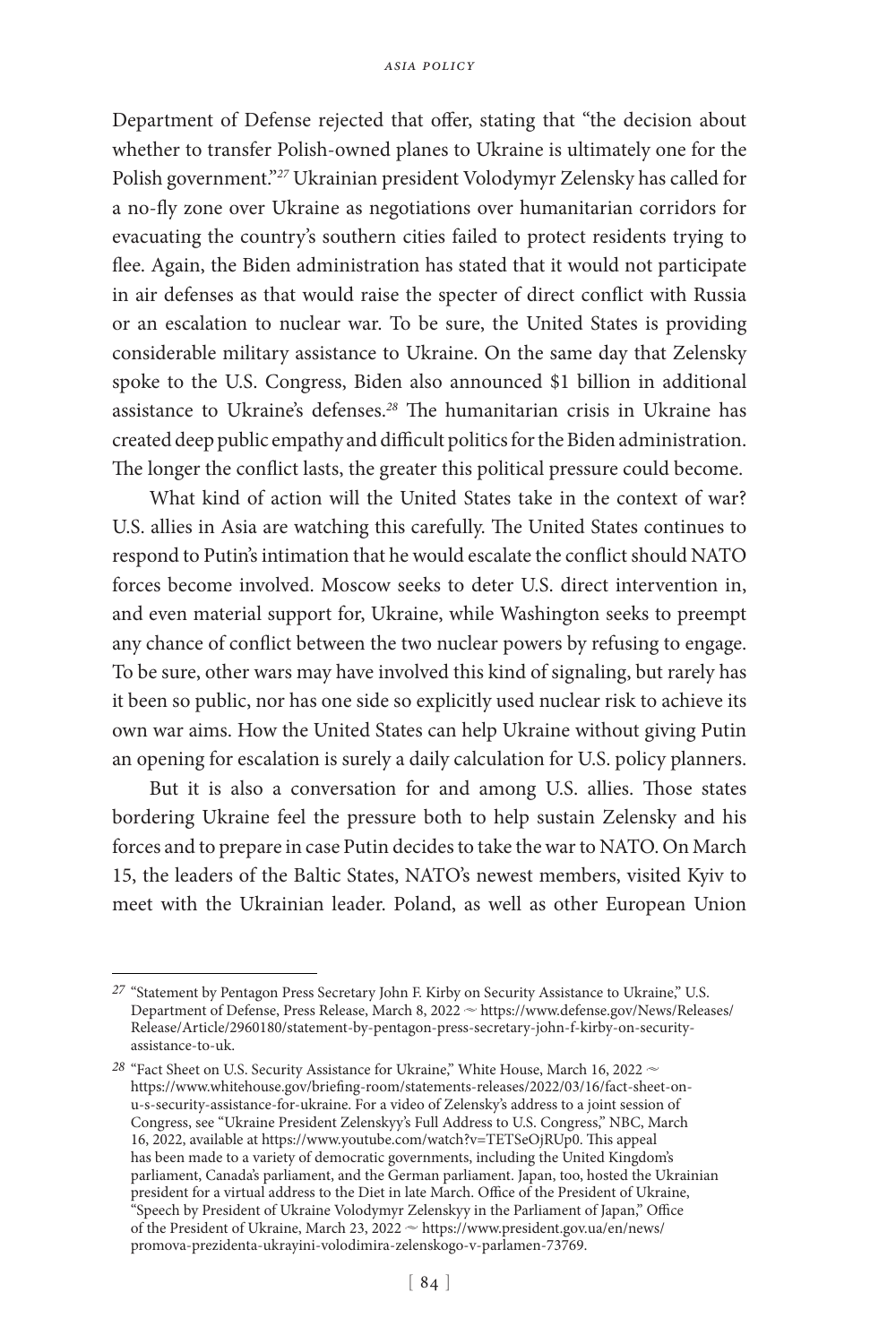Department of Defense rejected that offer, stating that "the decision about whether to transfer Polish-owned planes to Ukraine is ultimately one for the Polish government."[27] Ukrainian president Volodymyr Zelensky has called for a no-fly zone over Ukraine as negotiations over humanitarian corridors for evacuating the country's southern cities failed to protect residents trying to flee. Again, the Biden administration has stated that it would not participate in air defenses as that would raise the specter of direct conflict with Russia or an escalation to nuclear war. To be sure, the United States is providing considerable military assistance to Ukraine. On the same day that Zelensky spoke to the U.S. Congress, Biden also announced $1 billion in additional assistance to Ukraine's defenses.[28] The humanitarian crisis in Ukraine has created deep public empathy and difficult politics for the Biden administration. The longer the conflict lasts, the greater this political pressure could become.

What kind of action will the United States take in the context of war? U.S. allies in Asia are watching this carefully. The United States continues to respond to Putin's intimation that he would escalate the conflict should NATO forces become involved. Moscow seeks to deter U.S. direct intervention in, and even material support for, Ukraine, while Washington seeks to preempt any chance of conflict between the two nuclear powers by refusing to engage. To be sure, other wars may have involved this kind of signaling, but rarely has it been so public, nor has one side so explicitly used nuclear risk to achieve its own war aims. How the United States can help Ukraine without giving Putin an opening for escalation is surely a daily calculation for U.S. policy planners.

But it is also a conversation for and among U.S. allies. Those states bordering Ukraine feel the pressure both to help sustain Zelensky and his forces and to prepare in case Putin decides to take the war to NATO. On March 15, the leaders of the Baltic States, NATO's newest members, visited Kyiv to meet with the Ukrainian leader. Poland, as well as other European Union

---

[27] "Statement by Pentagon Press Secretary John F. Kirby on Security Assistance to Ukraine," U.S. Department of Defense, Press Release, March 8, 2022 ~ https://www.defense.gov/News/Releases/Release/Article/2960180/statement-by-pentagon-press-secretary-john-f-kirby-on-security-assistance-to-uk.

[28] "Fact Sheet on U.S. Security Assistance for Ukraine," White House, March 16, 2022 ~ https://www.whitehouse.gov/briefing-room/statements-releases/2022/03/16/fact-sheet-on-u-s-security-assistance-for-ukraine. For a video of Zelensky's address to a joint session of Congress, see "Ukraine President Zelenskyy's Full Address to U.S. Congress," NBC, March 16, 2022, available at https://www.youtube.com/watch?v=TETSeOjRUp0. This appeal has been made to a variety of democratic governments, including the United Kingdom's parliament, Canada's parliament, and the German parliament. Japan, too, hosted the Ukrainian president for a virtual address to the Diet in late March. Office of the President of Ukraine, "Speech by President of Ukraine Volodymyr Zelenskyy in the Parliament of Japan," Office of the President of Ukraine, March 23, 2022 ~ https://www.president.gov.ua/en/news/promova-prezidenta-ukrayini-volodimira-zelenskogo-v-parlamen-73769.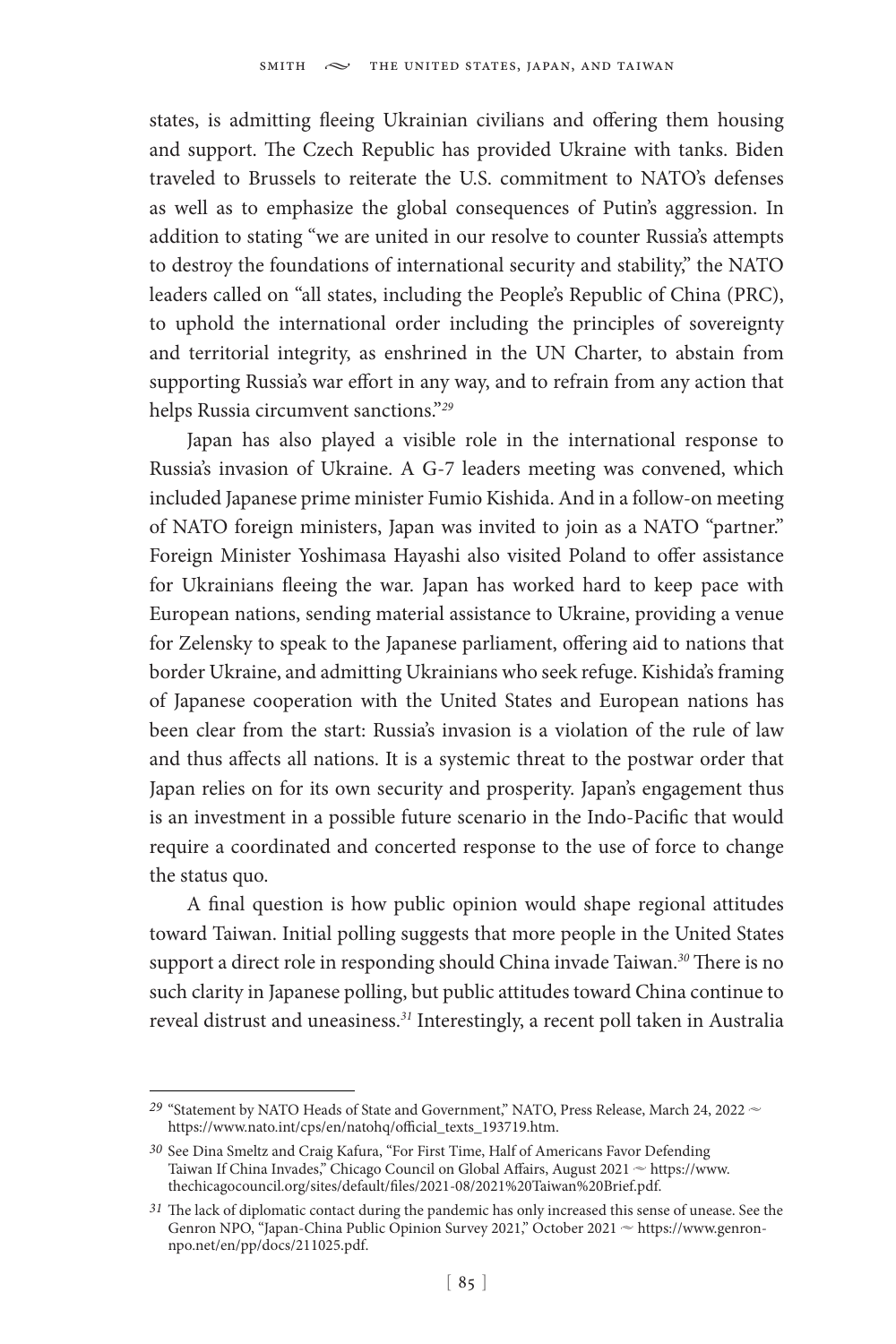states, is admitting fleeing Ukrainian civilians and offering them housing and support. The Czech Republic has provided Ukraine with tanks. Biden traveled to Brussels to reiterate the U.S. commitment to NATO's defenses as well as to emphasize the global consequences of Putin's aggression. In addition to stating "we are united in our resolve to counter Russia's attempts to destroy the foundations of international security and stability," the NATO leaders called on "all states, including the People's Republic of China (PRC), to uphold the international order including the principles of sovereignty and territorial integrity, as enshrined in the UN Charter, to abstain from supporting Russia's war effort in any way, and to refrain from any action that helps Russia circumvent sanctions."[29]

Japan has also played a visible role in the international response to Russia's invasion of Ukraine. A G-7 leaders meeting was convened, which included Japanese prime minister Fumio Kishida. And in a follow-on meeting of NATO foreign ministers, Japan was invited to join as a NATO "partner." Foreign Minister Yoshimasa Hayashi also visited Poland to offer assistance for Ukrainians fleeing the war. Japan has worked hard to keep pace with European nations, sending material assistance to Ukraine, providing a venue for Zelensky to speak to the Japanese parliament, offering aid to nations that border Ukraine, and admitting Ukrainians who seek refuge. Kishida's framing of Japanese cooperation with the United States and European nations has been clear from the start: Russia's invasion is a violation of the rule of law and thus affects all nations. It is a systemic threat to the postwar order that Japan relies on for its own security and prosperity. Japan's engagement thus is an investment in a possible future scenario in the Indo-Pacific that would require a coordinated and concerted response to the use of force to change the status quo.

A final question is how public opinion would shape regional attitudes toward Taiwan. Initial polling suggests that more people in the United States support a direct role in responding should China invade Taiwan.[30] There is no such clarity in Japanese polling, but public attitudes toward China continue to reveal distrust and uneasiness.[31] Interestingly, a recent poll taken in Australia

---

29 "Statement by NATO Heads of State and Government," NATO, Press Release, March 24, 2022 ~ https://www.nato.int/cps/en/natohq/official_texts_193719.htm.

30 See Dina Smeltz and Craig Kafura, "For First Time, Half of Americans Favor Defending Taiwan If China Invades," Chicago Council on Global Affairs, August 2021 ~ https://www.thechicagocouncil.org/sites/default/files/2021-08/2021%20Taiwan%20Brief.pdf.

31 The lack of diplomatic contact during the pandemic has only increased this sense of unease. See the Genron NPO, "Japan-China Public Opinion Survey 2021," October 2021 ~ https://www.genron-npo.net/en/pp/docs/211025.pdf.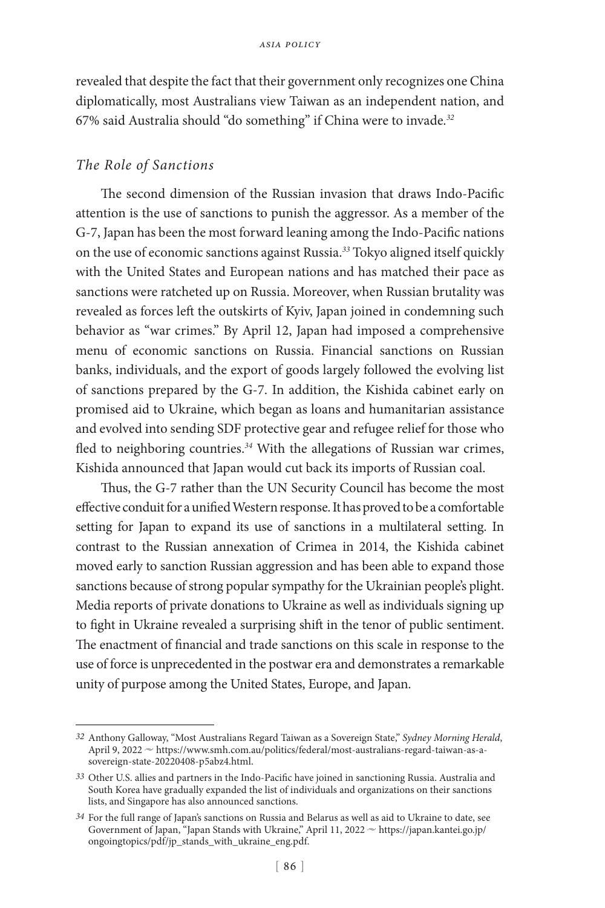revealed that despite the fact that their government only recognizes one China diplomatically, most Australians view Taiwan as an independent nation, and 67% said Australia should "do something" if China were to invade.[32]

### *The Role of Sanctions*

The second dimension of the Russian invasion that draws Indo-Pacific attention is the use of sanctions to punish the aggressor. As a member of the G-7, Japan has been the most forward leaning among the Indo-Pacific nations on the use of economic sanctions against Russia.[33] Tokyo aligned itself quickly with the United States and European nations and has matched their pace as sanctions were ratcheted up on Russia. Moreover, when Russian brutality was revealed as forces left the outskirts of Kyiv, Japan joined in condemning such behavior as "war crimes." By April 12, Japan had imposed a comprehensive menu of economic sanctions on Russia. Financial sanctions on Russian banks, individuals, and the export of goods largely followed the evolving list of sanctions prepared by the G-7. In addition, the Kishida cabinet early on promised aid to Ukraine, which began as loans and humanitarian assistance and evolved into sending SDF protective gear and refugee relief for those who fled to neighboring countries.[34] With the allegations of Russian war crimes, Kishida announced that Japan would cut back its imports of Russian coal.

Thus, the G-7 rather than the UN Security Council has become the most effective conduit for a unified Western response. It has proved to be a comfortable setting for Japan to expand its use of sanctions in a multilateral setting. In contrast to the Russian annexation of Crimea in 2014, the Kishida cabinet moved early to sanction Russian aggression and has been able to expand those sanctions because of strong popular sympathy for the Ukrainian people's plight. Media reports of private donations to Ukraine as well as individuals signing up to fight in Ukraine revealed a surprising shift in the tenor of public sentiment. The enactment of financial and trade sanctions on this scale in response to the use of force is unprecedented in the postwar era and demonstrates a remarkable unity of purpose among the United States, Europe, and Japan.

---

[32] Anthony Galloway, "Most Australians Regard Taiwan as a Sovereign State," *Sydney Morning Herald*, April 9, 2022 ~ https://www.smh.com.au/politics/federal/most-australians-regard-taiwan-as-a-sovereign-state-20220408-p5abz4.html.

[33] Other U.S. allies and partners in the Indo-Pacific have joined in sanctioning Russia. Australia and South Korea have gradually expanded the list of individuals and organizations on their sanctions lists, and Singapore has also announced sanctions.

[34] For the full range of Japan's sanctions on Russia and Belarus as well as aid to Ukraine to date, see Government of Japan, "Japan Stands with Ukraine," April 11, 2022 ~ https://japan.kantei.go.jp/ongoingtopics/pdf/jp_stands_with_ukraine_eng.pdf.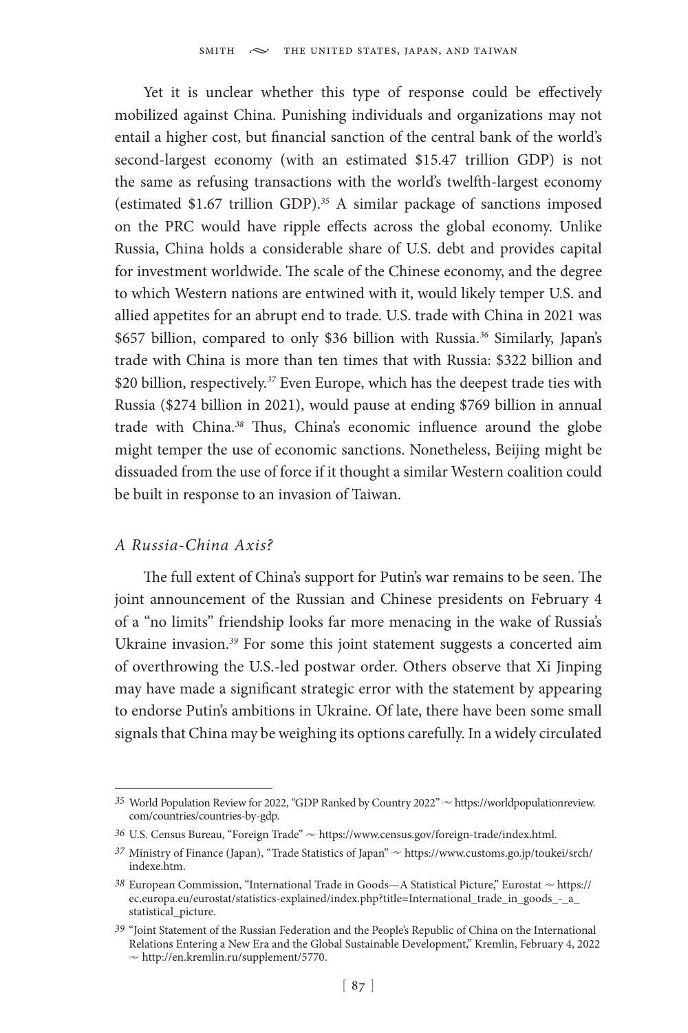Yet it is unclear whether this type of response could be effectively mobilized against China. Punishing individuals and organizations may not entail a higher cost, but financial sanction of the central bank of the world's second-largest economy (with an estimated $15.47 trillion GDP) is not the same as refusing transactions with the world's twelfth-largest economy (estimated $1.67 trillion GDP).[35] A similar package of sanctions imposed on the PRC would have ripple effects across the global economy. Unlike Russia, China holds a considerable share of U.S. debt and provides capital for investment worldwide. The scale of the Chinese economy, and the degree to which Western nations are entwined with it, would likely temper U.S. and allied appetites for an abrupt end to trade. U.S. trade with China in 2021 was $657 billion, compared to only $36 billion with Russia.[36] Similarly, Japan's trade with China is more than ten times that with Russia: $322 billion and $20 billion, respectively.[37] Even Europe, which has the deepest trade ties with Russia ($274 billion in 2021), would pause at ending $769 billion in annual trade with China.[38] Thus, China's economic influence around the globe might temper the use of economic sanctions. Nonetheless, Beijing might be dissuaded from the use of force if it thought a similar Western coalition could be built in response to an invasion of Taiwan.

### *A Russia-China Axis?*

The full extent of China's support for Putin's war remains to be seen. The joint announcement of the Russian and Chinese presidents on February 4 of a "no limits" friendship looks far more menacing in the wake of Russia's Ukraine invasion.[39] For some this joint statement suggests a concerted aim of overthrowing the U.S.-led postwar order. Others observe that Xi Jinping may have made a significant strategic error with the statement by appearing to endorse Putin's ambitions in Ukraine. Of late, there have been some small signals that China may be weighing its options carefully. In a widely circulated

---

35 World Population Review for 2022, "GDP Ranked by Country 2022" ~ https://worldpopulationreview.com/countries/countries-by-gdp.

36 U.S. Census Bureau, "Foreign Trade" ~ https://www.census.gov/foreign-trade/index.html.

37 Ministry of Finance (Japan), "Trade Statistics of Japan" ~ https://www.customs.go.jp/toukei/srch/indexe.htm.

38 European Commission, "International Trade in Goods—A Statistical Picture," Eurostat ~ https://ec.europa.eu/eurostat/statistics-explained/index.php?title=International_trade_in_goods_-_a_statistical_picture.

39 "Joint Statement of the Russian Federation and the People's Republic of China on the International Relations Entering a New Era and the Global Sustainable Development," Kremlin, February 4, 2022 ~ http://en.kremlin.ru/supplement/5770.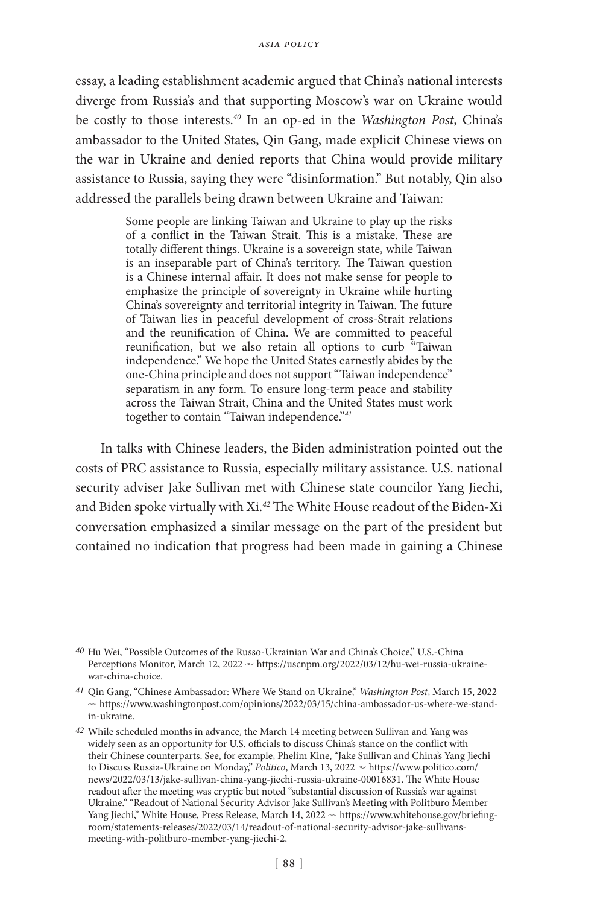essay, a leading establishment academic argued that China's national interests diverge from Russia's and that supporting Moscow's war on Ukraine would be costly to those interests.[40] In an op-ed in the *Washington Post*, China's ambassador to the United States, Qin Gang, made explicit Chinese views on the war in Ukraine and denied reports that China would provide military assistance to Russia, saying they were "disinformation." But notably, Qin also addressed the parallels being drawn between Ukraine and Taiwan:

> Some people are linking Taiwan and Ukraine to play up the risks of a conflict in the Taiwan Strait. This is a mistake. These are totally different things. Ukraine is a sovereign state, while Taiwan is an inseparable part of China's territory. The Taiwan question is a Chinese internal affair. It does not make sense for people to emphasize the principle of sovereignty in Ukraine while hurting China's sovereignty and territorial integrity in Taiwan. The future of Taiwan lies in peaceful development of cross-Strait relations and the reunification of China. We are committed to peaceful reunification, but we also retain all options to curb "Taiwan independence." We hope the United States earnestly abides by the one-China principle and does not support "Taiwan independence" separatism in any form. To ensure long-term peace and stability across the Taiwan Strait, China and the United States must work together to contain "Taiwan independence."[41]

In talks with Chinese leaders, the Biden administration pointed out the costs of PRC assistance to Russia, especially military assistance. U.S. national security adviser Jake Sullivan met with Chinese state councilor Yang Jiechi, and Biden spoke virtually with Xi.[42] The White House readout of the Biden-Xi conversation emphasized a similar message on the part of the president but contained no indication that progress had been made in gaining a Chinese

---

40 Hu Wei, "Possible Outcomes of the Russo-Ukrainian War and China's Choice," U.S.-China Perceptions Monitor, March 12, 2022 ~ https://uscnpm.org/2022/03/12/hu-wei-russia-ukraine-war-china-choice.

41 Qin Gang, "Chinese Ambassador: Where We Stand on Ukraine," *Washington Post*, March 15, 2022 ~ https://www.washingtonpost.com/opinions/2022/03/15/china-ambassador-us-where-we-stand-in-ukraine.

42 While scheduled months in advance, the March 14 meeting between Sullivan and Yang was widely seen as an opportunity for U.S. officials to discuss China's stance on the conflict with their Chinese counterparts. See, for example, Phelim Kine, "Jake Sullivan and China's Yang Jiechi to Discuss Russia-Ukraine on Monday," *Politico*, March 13, 2022 ~ https://www.politico.com/news/2022/03/13/jake-sullivan-china-yang-jiechi-russia-ukraine-00016831. The White House readout after the meeting was cryptic but noted "substantial discussion of Russia's war against Ukraine." "Readout of National Security Advisor Jake Sullivan's Meeting with Politburo Member Yang Jiechi," White House, Press Release, March 14, 2022 ~ https://www.whitehouse.gov/briefing-room/statements-releases/2022/03/14/readout-of-national-security-advisor-jake-sullivans-meeting-with-politburo-member-yang-jiechi-2.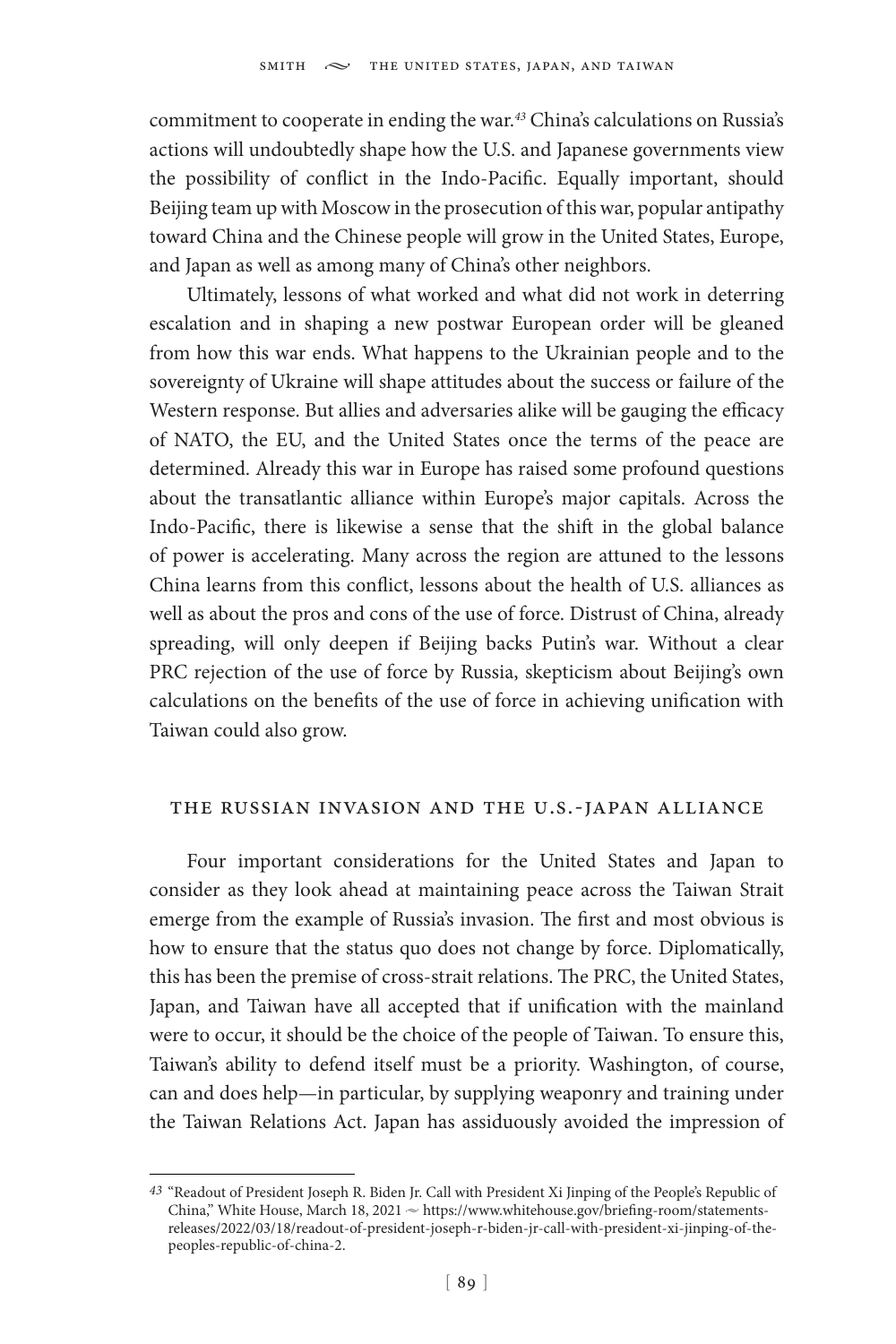commitment to cooperate in ending the war.[43] China's calculations on Russia's actions will undoubtedly shape how the U.S. and Japanese governments view the possibility of conflict in the Indo-Pacific. Equally important, should Beijing team up with Moscow in the prosecution of this war, popular antipathy toward China and the Chinese people will grow in the United States, Europe, and Japan as well as among many of China's other neighbors.

Ultimately, lessons of what worked and what did not work in deterring escalation and in shaping a new postwar European order will be gleaned from how this war ends. What happens to the Ukrainian people and to the sovereignty of Ukraine will shape attitudes about the success or failure of the Western response. But allies and adversaries alike will be gauging the efficacy of NATO, the EU, and the United States once the terms of the peace are determined. Already this war in Europe has raised some profound questions about the transatlantic alliance within Europe's major capitals. Across the Indo-Pacific, there is likewise a sense that the shift in the global balance of power is accelerating. Many across the region are attuned to the lessons China learns from this conflict, lessons about the health of U.S. alliances as well as about the pros and cons of the use of force. Distrust of China, already spreading, will only deepen if Beijing backs Putin's war. Without a clear PRC rejection of the use of force by Russia, skepticism about Beijing's own calculations on the benefits of the use of force in achieving unification with Taiwan could also grow.

## The Russian Invasion and the U.S.-Japan Alliance

Four important considerations for the United States and Japan to consider as they look ahead at maintaining peace across the Taiwan Strait emerge from the example of Russia's invasion. The first and most obvious is how to ensure that the status quo does not change by force. Diplomatically, this has been the premise of cross-strait relations. The PRC, the United States, Japan, and Taiwan have all accepted that if unification with the mainland were to occur, it should be the choice of the people of Taiwan. To ensure this, Taiwan's ability to defend itself must be a priority. Washington, of course, can and does help—in particular, by supplying weaponry and training under the Taiwan Relations Act. Japan has assiduously avoided the impression of

---

[43] "Readout of President Joseph R. Biden Jr. Call with President Xi Jinping of the People's Republic of China," White House, March 18, 2021 ~ https://www.whitehouse.gov/briefing-room/statements-releases/2022/03/18/readout-of-president-joseph-r-biden-jr-call-with-president-xi-jinping-of-the-peoples-republic-of-china-2.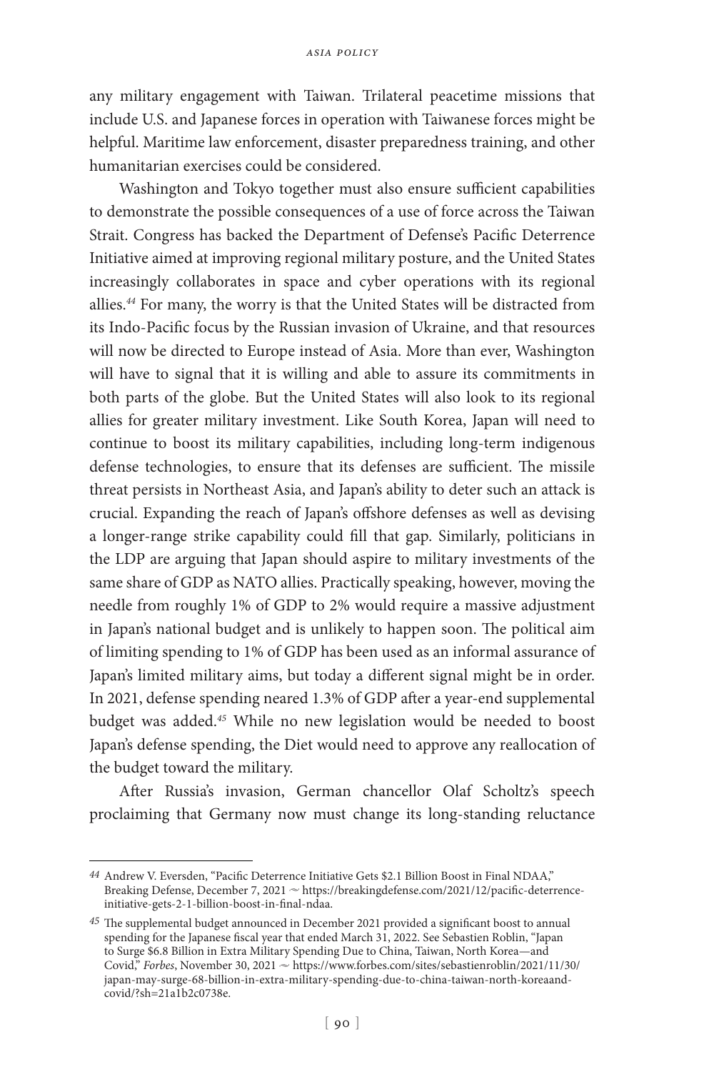any military engagement with Taiwan. Trilateral peacetime missions that include U.S. and Japanese forces in operation with Taiwanese forces might be helpful. Maritime law enforcement, disaster preparedness training, and other humanitarian exercises could be considered.

Washington and Tokyo together must also ensure sufficient capabilities to demonstrate the possible consequences of a use of force across the Taiwan Strait. Congress has backed the Department of Defense's Pacific Deterrence Initiative aimed at improving regional military posture, and the United States increasingly collaborates in space and cyber operations with its regional allies.[44] For many, the worry is that the United States will be distracted from its Indo-Pacific focus by the Russian invasion of Ukraine, and that resources will now be directed to Europe instead of Asia. More than ever, Washington will have to signal that it is willing and able to assure its commitments in both parts of the globe. But the United States will also look to its regional allies for greater military investment. Like South Korea, Japan will need to continue to boost its military capabilities, including long-term indigenous defense technologies, to ensure that its defenses are sufficient. The missile threat persists in Northeast Asia, and Japan's ability to deter such an attack is crucial. Expanding the reach of Japan's offshore defenses as well as devising a longer-range strike capability could fill that gap. Similarly, politicians in the LDP are arguing that Japan should aspire to military investments of the same share of GDP as NATO allies. Practically speaking, however, moving the needle from roughly 1% of GDP to 2% would require a massive adjustment in Japan's national budget and is unlikely to happen soon. The political aim of limiting spending to 1% of GDP has been used as an informal assurance of Japan's limited military aims, but today a different signal might be in order. In 2021, defense spending neared 1.3% of GDP after a year-end supplemental budget was added.[45] While no new legislation would be needed to boost Japan's defense spending, the Diet would need to approve any reallocation of the budget toward the military.

After Russia's invasion, German chancellor Olaf Scholtz's speech proclaiming that Germany now must change its long-standing reluctance

---

44 Andrew V. Eversden, "Pacific Deterrence Initiative Gets $2.1 Billion Boost in Final NDAA," Breaking Defense, December 7, 2021 ~ https://breakingdefense.com/2021/12/pacific-deterrence-initiative-gets-2-1-billion-boost-in-final-ndaa.

45 The supplemental budget announced in December 2021 provided a significant boost to annual spending for the Japanese fiscal year that ended March 31, 2022. See Sebastien Roblin, "Japan to Surge $6.8 Billion in Extra Military Spending Due to China, Taiwan, North Korea—and Covid," *Forbes*, November 30, 2021 ~ https://www.forbes.com/sites/sebastienroblin/2021/11/30/japan-may-surge-68-billion-in-extra-military-spending-due-to-china-taiwan-north-koreaand-covid/?sh=21a1b2c0738e.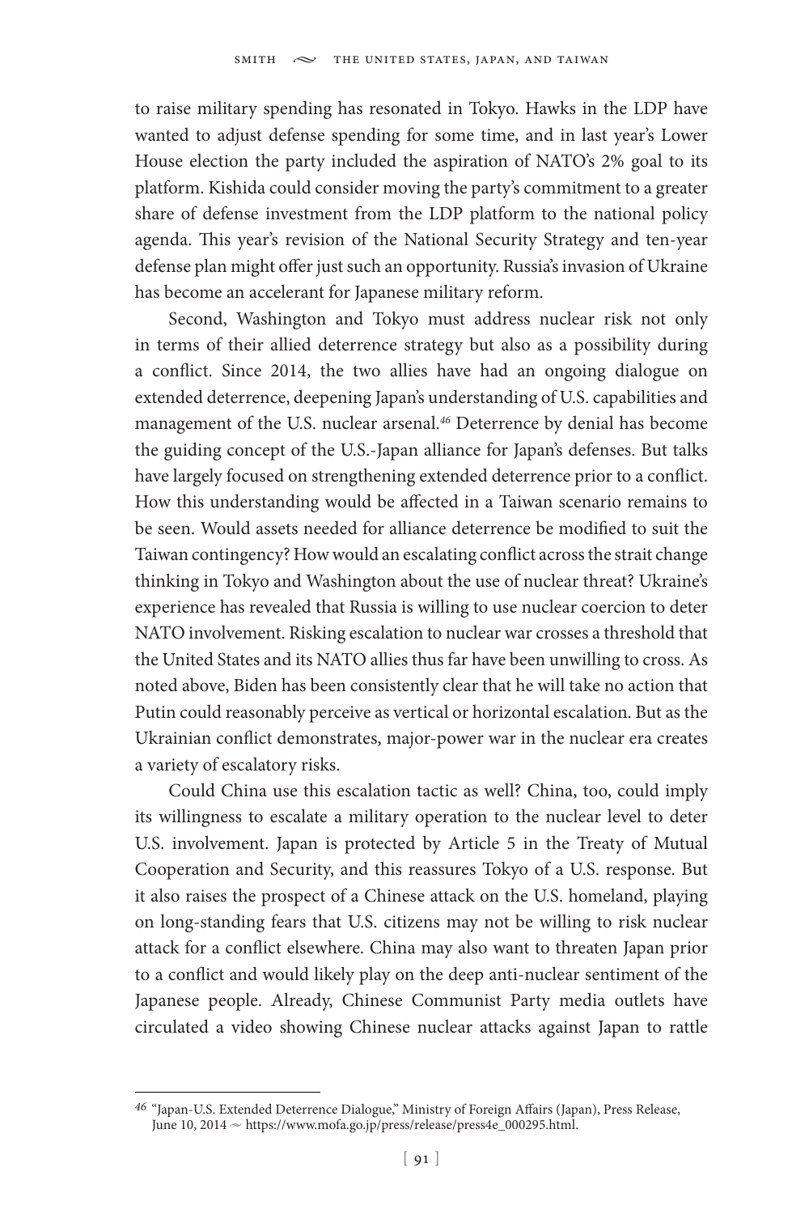to raise military spending has resonated in Tokyo. Hawks in the LDP have wanted to adjust defense spending for some time, and in last year's Lower House election the party included the aspiration of NATO's 2% goal to its platform. Kishida could consider moving the party's commitment to a greater share of defense investment from the LDP platform to the national policy agenda. This year's revision of the National Security Strategy and ten-year defense plan might offer just such an opportunity. Russia's invasion of Ukraine has become an accelerant for Japanese military reform.

Second, Washington and Tokyo must address nuclear risk not only in terms of their allied deterrence strategy but also as a possibility during a conflict. Since 2014, the two allies have had an ongoing dialogue on extended deterrence, deepening Japan's understanding of U.S. capabilities and management of the U.S. nuclear arsenal.[46] Deterrence by denial has become the guiding concept of the U.S.-Japan alliance for Japan's defenses. But talks have largely focused on strengthening extended deterrence prior to a conflict. How this understanding would be affected in a Taiwan scenario remains to be seen. Would assets needed for alliance deterrence be modified to suit the Taiwan contingency? How would an escalating conflict across the strait change thinking in Tokyo and Washington about the use of nuclear threat? Ukraine's experience has revealed that Russia is willing to use nuclear coercion to deter NATO involvement. Risking escalation to nuclear war crosses a threshold that the United States and its NATO allies thus far have been unwilling to cross. As noted above, Biden has been consistently clear that he will take no action that Putin could reasonably perceive as vertical or horizontal escalation. But as the Ukrainian conflict demonstrates, major-power war in the nuclear era creates a variety of escalatory risks.

Could China use this escalation tactic as well? China, too, could imply its willingness to escalate a military operation to the nuclear level to deter U.S. involvement. Japan is protected by Article 5 in the Treaty of Mutual Cooperation and Security, and this reassures Tokyo of a U.S. response. But it also raises the prospect of a Chinese attack on the U.S. homeland, playing on long-standing fears that U.S. citizens may not be willing to risk nuclear attack for a conflict elsewhere. China may also want to threaten Japan prior to a conflict and would likely play on the deep anti-nuclear sentiment of the Japanese people. Already, Chinese Communist Party media outlets have circulated a video showing Chinese nuclear attacks against Japan to rattle

---

[46] "Japan-U.S. Extended Deterrence Dialogue," Ministry of Foreign Affairs (Japan), Press Release, June 10, 2014 ~ https://www.mofa.go.jp/press/release/press4e_000295.html.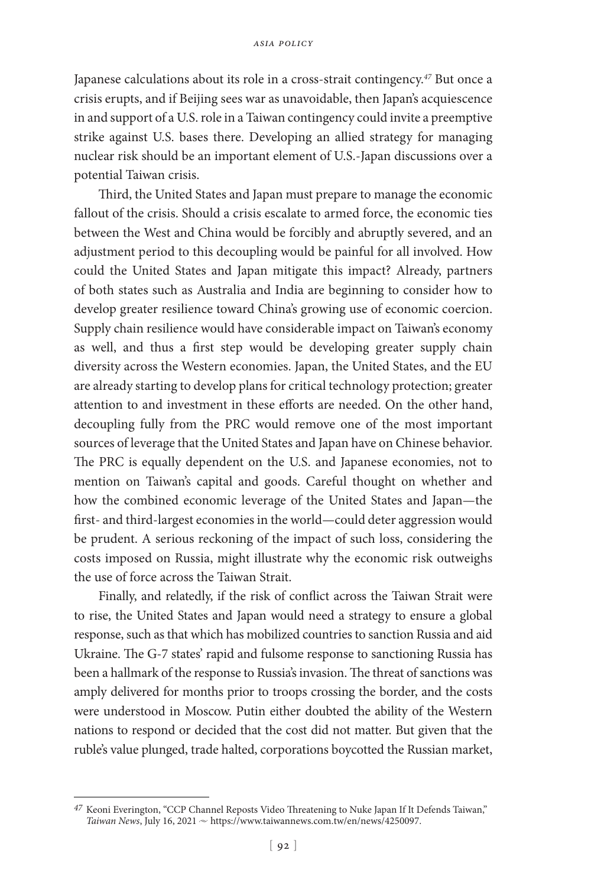Japanese calculations about its role in a cross-strait contingency.[47] But once a crisis erupts, and if Beijing sees war as unavoidable, then Japan's acquiescence in and support of a U.S. role in a Taiwan contingency could invite a preemptive strike against U.S. bases there. Developing an allied strategy for managing nuclear risk should be an important element of U.S.-Japan discussions over a potential Taiwan crisis.

Third, the United States and Japan must prepare to manage the economic fallout of the crisis. Should a crisis escalate to armed force, the economic ties between the West and China would be forcibly and abruptly severed, and an adjustment period to this decoupling would be painful for all involved. How could the United States and Japan mitigate this impact? Already, partners of both states such as Australia and India are beginning to consider how to develop greater resilience toward China's growing use of economic coercion. Supply chain resilience would have considerable impact on Taiwan's economy as well, and thus a first step would be developing greater supply chain diversity across the Western economies. Japan, the United States, and the EU are already starting to develop plans for critical technology protection; greater attention to and investment in these efforts are needed. On the other hand, decoupling fully from the PRC would remove one of the most important sources of leverage that the United States and Japan have on Chinese behavior. The PRC is equally dependent on the U.S. and Japanese economies, not to mention on Taiwan's capital and goods. Careful thought on whether and how the combined economic leverage of the United States and Japan—the first- and third-largest economies in the world—could deter aggression would be prudent. A serious reckoning of the impact of such loss, considering the costs imposed on Russia, might illustrate why the economic risk outweighs the use of force across the Taiwan Strait.

Finally, and relatedly, if the risk of conflict across the Taiwan Strait were to rise, the United States and Japan would need a strategy to ensure a global response, such as that which has mobilized countries to sanction Russia and aid Ukraine. The G-7 states' rapid and fulsome response to sanctioning Russia has been a hallmark of the response to Russia's invasion. The threat of sanctions was amply delivered for months prior to troops crossing the border, and the costs were understood in Moscow. Putin either doubted the ability of the Western nations to respond or decided that the cost did not matter. But given that the ruble's value plunged, trade halted, corporations boycotted the Russian market,

---

[47] Keoni Everington, "CCP Channel Reposts Video Threatening to Nuke Japan If It Defends Taiwan," *Taiwan News*, July 16, 2021 ~ https://www.taiwannews.com.tw/en/news/4250097.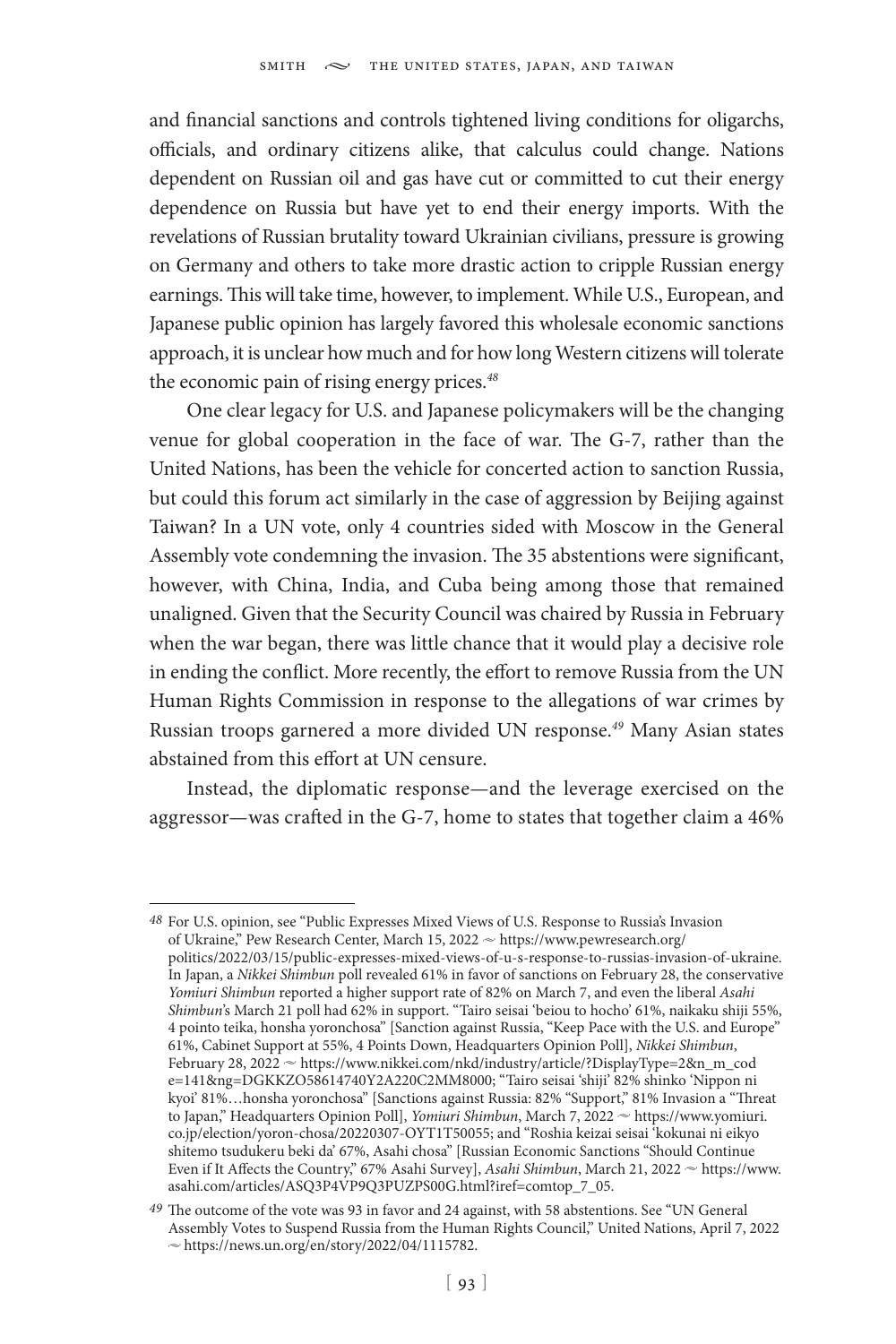and financial sanctions and controls tightened living conditions for oligarchs, officials, and ordinary citizens alike, that calculus could change. Nations dependent on Russian oil and gas have cut or committed to cut their energy dependence on Russia but have yet to end their energy imports. With the revelations of Russian brutality toward Ukrainian civilians, pressure is growing on Germany and others to take more drastic action to cripple Russian energy earnings. This will take time, however, to implement. While U.S., European, and Japanese public opinion has largely favored this wholesale economic sanctions approach, it is unclear how much and for how long Western citizens will tolerate the economic pain of rising energy prices.[48]

One clear legacy for U.S. and Japanese policymakers will be the changing venue for global cooperation in the face of war. The G-7, rather than the United Nations, has been the vehicle for concerted action to sanction Russia, but could this forum act similarly in the case of aggression by Beijing against Taiwan? In a UN vote, only 4 countries sided with Moscow in the General Assembly vote condemning the invasion. The 35 abstentions were significant, however, with China, India, and Cuba being among those that remained unaligned. Given that the Security Council was chaired by Russia in February when the war began, there was little chance that it would play a decisive role in ending the conflict. More recently, the effort to remove Russia from the UN Human Rights Commission in response to the allegations of war crimes by Russian troops garnered a more divided UN response.[49] Many Asian states abstained from this effort at UN censure.

Instead, the diplomatic response—and the leverage exercised on the aggressor—was crafted in the G-7, home to states that together claim a 46%

---

48 For U.S. opinion, see "Public Expresses Mixed Views of U.S. Response to Russia's Invasion of Ukraine," Pew Research Center, March 15, 2022 ~ https://www.pewresearch.org/politics/2022/03/15/public-expresses-mixed-views-of-u-s-response-to-russias-invasion-of-ukraine. In Japan, a *Nikkei Shimbun* poll revealed 61% in favor of sanctions on February 28, the conservative *Yomiuri Shimbun* reported a higher support rate of 82% on March 7, and even the liberal *Asahi Shimbun*'s March 21 poll had 62% in support. "Tairo seisai 'beiou to hocho' 61%, naikaku shiji 55%, 4 pointo teika, honsha yoronchosa" [Sanction against Russia, "Keep Pace with the U.S. and Europe" 61%, Cabinet Support at 55%, 4 Points Down, Headquarters Opinion Poll], *Nikkei Shimbun*, February 28, 2022 ~ https://www.nikkei.com/nkd/industry/article/?DisplayType=2&n_m_code=141&ng=DGKKZO58614740Y2A220C2MM8000; "Tairo seisai 'shiji' 82% shinko 'Nippon ni kyoi' 81%…honsha yoronchosa" [Sanctions against Russia: 82% "Support," 81% Invasion a "Threat to Japan," Headquarters Opinion Poll], *Yomiuri Shimbun*, March 7, 2022 ~ https://www.yomiuri.co.jp/election/yoron-chosa/20220307-OYT1T50055; and "Roshia keizai seisai 'kokunai ni eikyo shitemo tsudukeru beki da' 67%, Asahi chosa" [Russian Economic Sanctions "Should Continue Even if It Affects the Country," 67% Asahi Survey], *Asahi Shimbun*, March 21, 2022 ~ https://www.asahi.com/articles/ASQ3P4VP9Q3PUZPS00G.html?iref=comtop_7_05.

49 The outcome of the vote was 93 in favor and 24 against, with 58 abstentions. See "UN General Assembly Votes to Suspend Russia from the Human Rights Council," United Nations, April 7, 2022 ~ https://news.un.org/en/story/2022/04/1115782.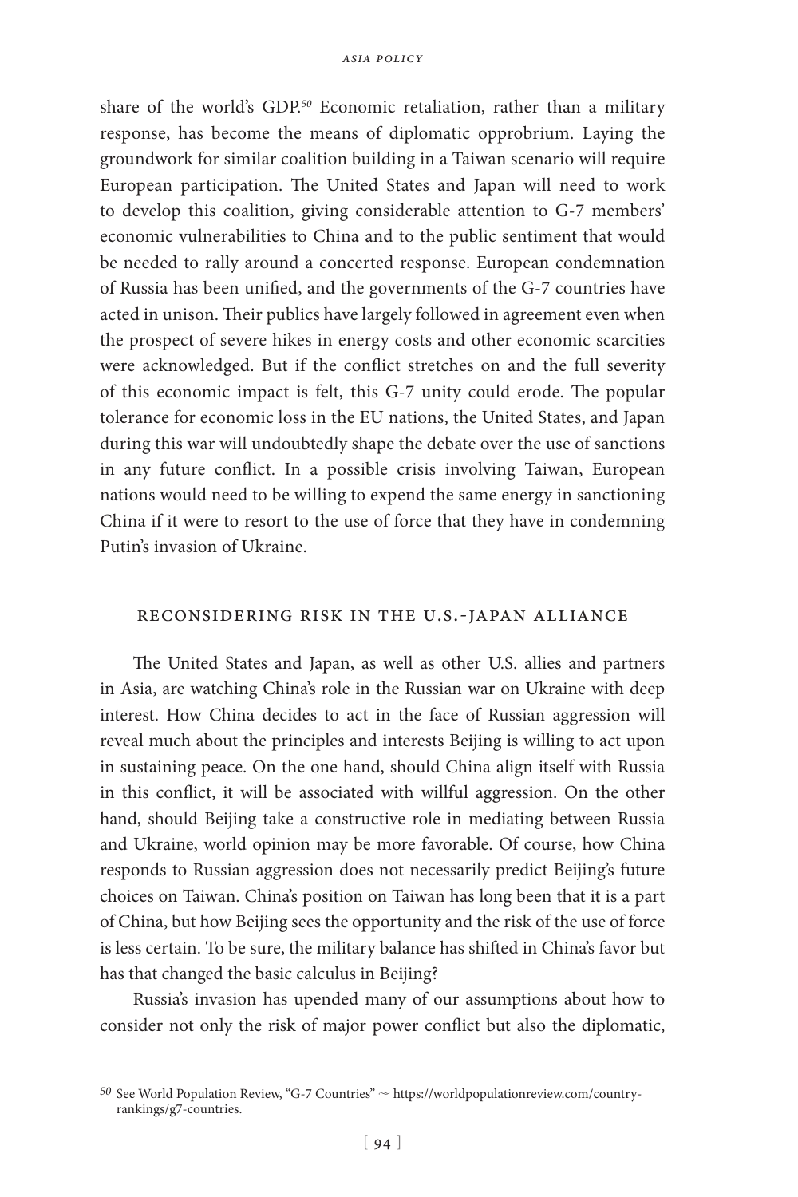share of the world's GDP.[50] Economic retaliation, rather than a military response, has become the means of diplomatic opprobrium. Laying the groundwork for similar coalition building in a Taiwan scenario will require European participation. The United States and Japan will need to work to develop this coalition, giving considerable attention to G-7 members' economic vulnerabilities to China and to the public sentiment that would be needed to rally around a concerted response. European condemnation of Russia has been unified, and the governments of the G-7 countries have acted in unison. Their publics have largely followed in agreement even when the prospect of severe hikes in energy costs and other economic scarcities were acknowledged. But if the conflict stretches on and the full severity of this economic impact is felt, this G-7 unity could erode. The popular tolerance for economic loss in the EU nations, the United States, and Japan during this war will undoubtedly shape the debate over the use of sanctions in any future conflict. In a possible crisis involving Taiwan, European nations would need to be willing to expend the same energy in sanctioning China if it were to resort to the use of force that they have in condemning Putin's invasion of Ukraine.

## Reconsidering Risk in the U.S.-Japan Alliance

The United States and Japan, as well as other U.S. allies and partners in Asia, are watching China's role in the Russian war on Ukraine with deep interest. How China decides to act in the face of Russian aggression will reveal much about the principles and interests Beijing is willing to act upon in sustaining peace. On the one hand, should China align itself with Russia in this conflict, it will be associated with willful aggression. On the other hand, should Beijing take a constructive role in mediating between Russia and Ukraine, world opinion may be more favorable. Of course, how China responds to Russian aggression does not necessarily predict Beijing's future choices on Taiwan. China's position on Taiwan has long been that it is a part of China, but how Beijing sees the opportunity and the risk of the use of force is less certain. To be sure, the military balance has shifted in China's favor but has that changed the basic calculus in Beijing?

Russia's invasion has upended many of our assumptions about how to consider not only the risk of major power conflict but also the diplomatic,

---

[50] See World Population Review, "G-7 Countries" ~ https://worldpopulationreview.com/country-rankings/g7-countries.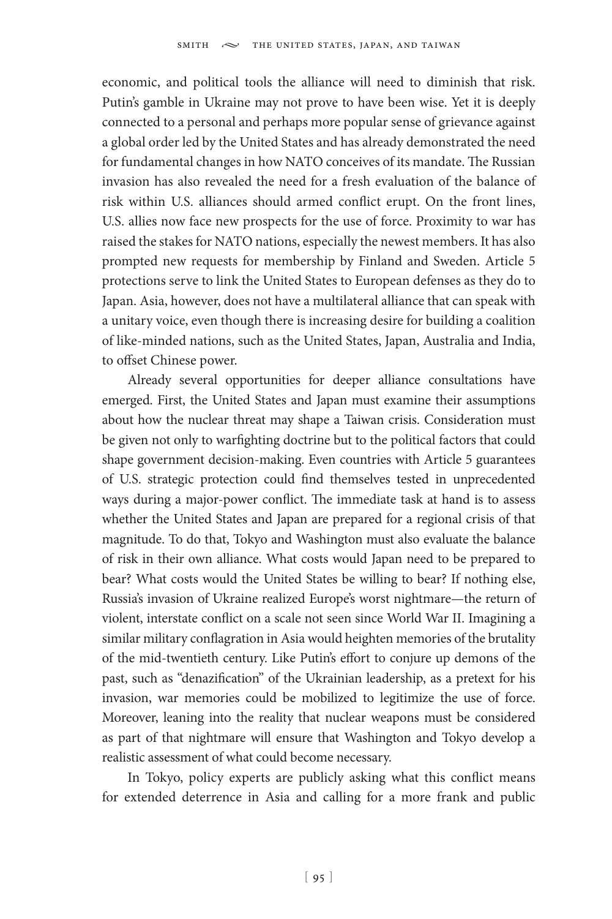economic, and political tools the alliance will need to diminish that risk. Putin's gamble in Ukraine may not prove to have been wise. Yet it is deeply connected to a personal and perhaps more popular sense of grievance against a global order led by the United States and has already demonstrated the need for fundamental changes in how NATO conceives of its mandate. The Russian invasion has also revealed the need for a fresh evaluation of the balance of risk within U.S. alliances should armed conflict erupt. On the front lines, U.S. allies now face new prospects for the use of force. Proximity to war has raised the stakes for NATO nations, especially the newest members. It has also prompted new requests for membership by Finland and Sweden. Article 5 protections serve to link the United States to European defenses as they do to Japan. Asia, however, does not have a multilateral alliance that can speak with a unitary voice, even though there is increasing desire for building a coalition of like-minded nations, such as the United States, Japan, Australia and India, to offset Chinese power.

Already several opportunities for deeper alliance consultations have emerged. First, the United States and Japan must examine their assumptions about how the nuclear threat may shape a Taiwan crisis. Consideration must be given not only to warfighting doctrine but to the political factors that could shape government decision-making. Even countries with Article 5 guarantees of U.S. strategic protection could find themselves tested in unprecedented ways during a major-power conflict. The immediate task at hand is to assess whether the United States and Japan are prepared for a regional crisis of that magnitude. To do that, Tokyo and Washington must also evaluate the balance of risk in their own alliance. What costs would Japan need to be prepared to bear? What costs would the United States be willing to bear? If nothing else, Russia's invasion of Ukraine realized Europe's worst nightmare—the return of violent, interstate conflict on a scale not seen since World War II. Imagining a similar military conflagration in Asia would heighten memories of the brutality of the mid-twentieth century. Like Putin's effort to conjure up demons of the past, such as "denazification" of the Ukrainian leadership, as a pretext for his invasion, war memories could be mobilized to legitimize the use of force. Moreover, leaning into the reality that nuclear weapons must be considered as part of that nightmare will ensure that Washington and Tokyo develop a realistic assessment of what could become necessary.

In Tokyo, policy experts are publicly asking what this conflict means for extended deterrence in Asia and calling for a more frank and public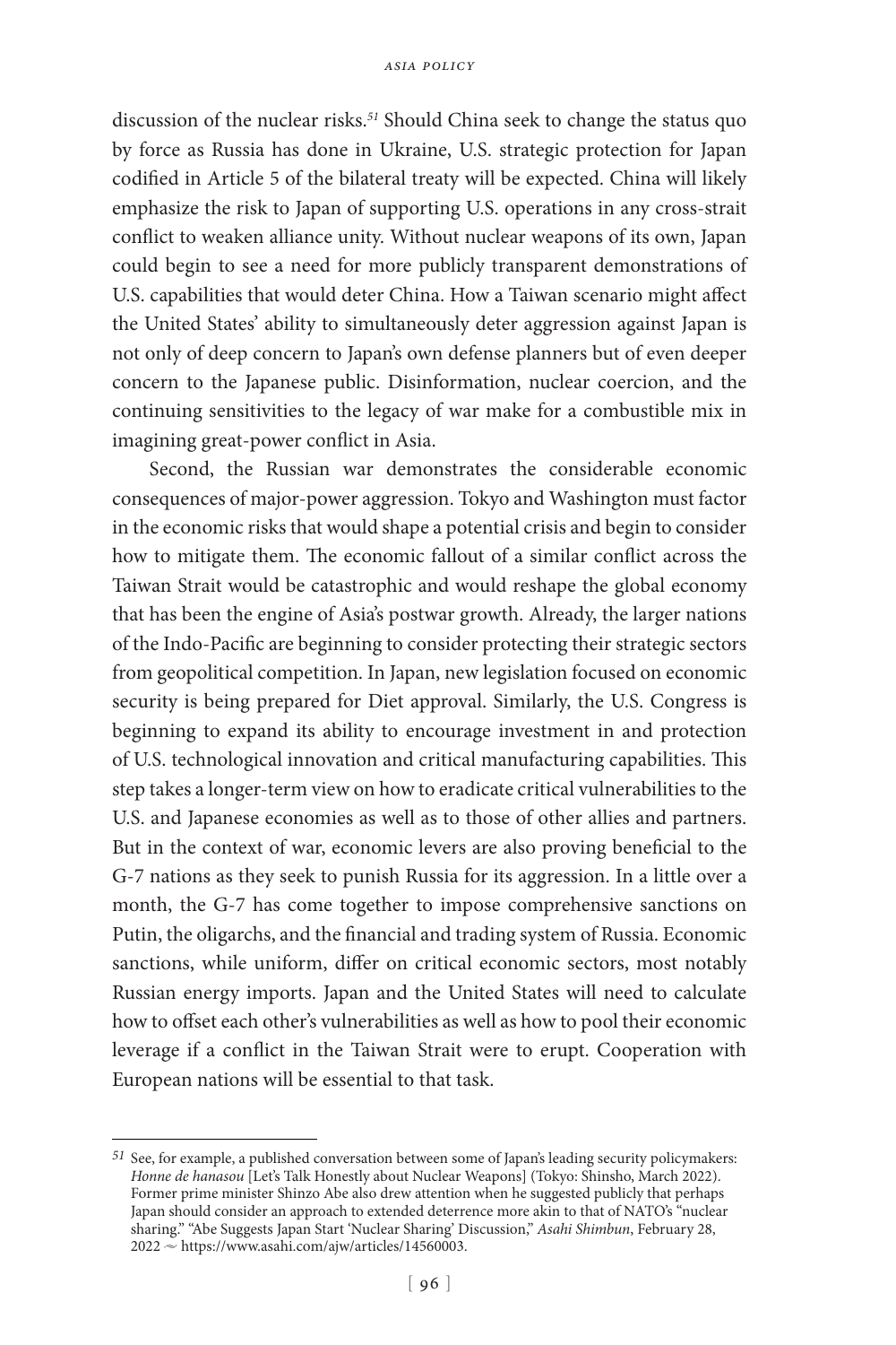discussion of the nuclear risks.[51] Should China seek to change the status quo by force as Russia has done in Ukraine, U.S. strategic protection for Japan codified in Article 5 of the bilateral treaty will be expected. China will likely emphasize the risk to Japan of supporting U.S. operations in any cross-strait conflict to weaken alliance unity. Without nuclear weapons of its own, Japan could begin to see a need for more publicly transparent demonstrations of U.S. capabilities that would deter China. How a Taiwan scenario might affect the United States' ability to simultaneously deter aggression against Japan is not only of deep concern to Japan's own defense planners but of even deeper concern to the Japanese public. Disinformation, nuclear coercion, and the continuing sensitivities to the legacy of war make for a combustible mix in imagining great-power conflict in Asia.

Second, the Russian war demonstrates the considerable economic consequences of major-power aggression. Tokyo and Washington must factor in the economic risks that would shape a potential crisis and begin to consider how to mitigate them. The economic fallout of a similar conflict across the Taiwan Strait would be catastrophic and would reshape the global economy that has been the engine of Asia's postwar growth. Already, the larger nations of the Indo-Pacific are beginning to consider protecting their strategic sectors from geopolitical competition. In Japan, new legislation focused on economic security is being prepared for Diet approval. Similarly, the U.S. Congress is beginning to expand its ability to encourage investment in and protection of U.S. technological innovation and critical manufacturing capabilities. This step takes a longer-term view on how to eradicate critical vulnerabilities to the U.S. and Japanese economies as well as to those of other allies and partners. But in the context of war, economic levers are also proving beneficial to the G-7 nations as they seek to punish Russia for its aggression. In a little over a month, the G-7 has come together to impose comprehensive sanctions on Putin, the oligarchs, and the financial and trading system of Russia. Economic sanctions, while uniform, differ on critical economic sectors, most notably Russian energy imports. Japan and the United States will need to calculate how to offset each other's vulnerabilities as well as how to pool their economic leverage if a conflict in the Taiwan Strait were to erupt. Cooperation with European nations will be essential to that task.

---

[51] See, for example, a published conversation between some of Japan's leading security policymakers: *Honne de hanasou* [Let's Talk Honestly about Nuclear Weapons] (Tokyo: Shinsho, March 2022). Former prime minister Shinzo Abe also drew attention when he suggested publicly that perhaps Japan should consider an approach to extended deterrence more akin to that of NATO's "nuclear sharing." "Abe Suggests Japan Start 'Nuclear Sharing' Discussion," *Asahi Shimbun*, February 28, 2022 ~ https://www.asahi.com/ajw/articles/14560003.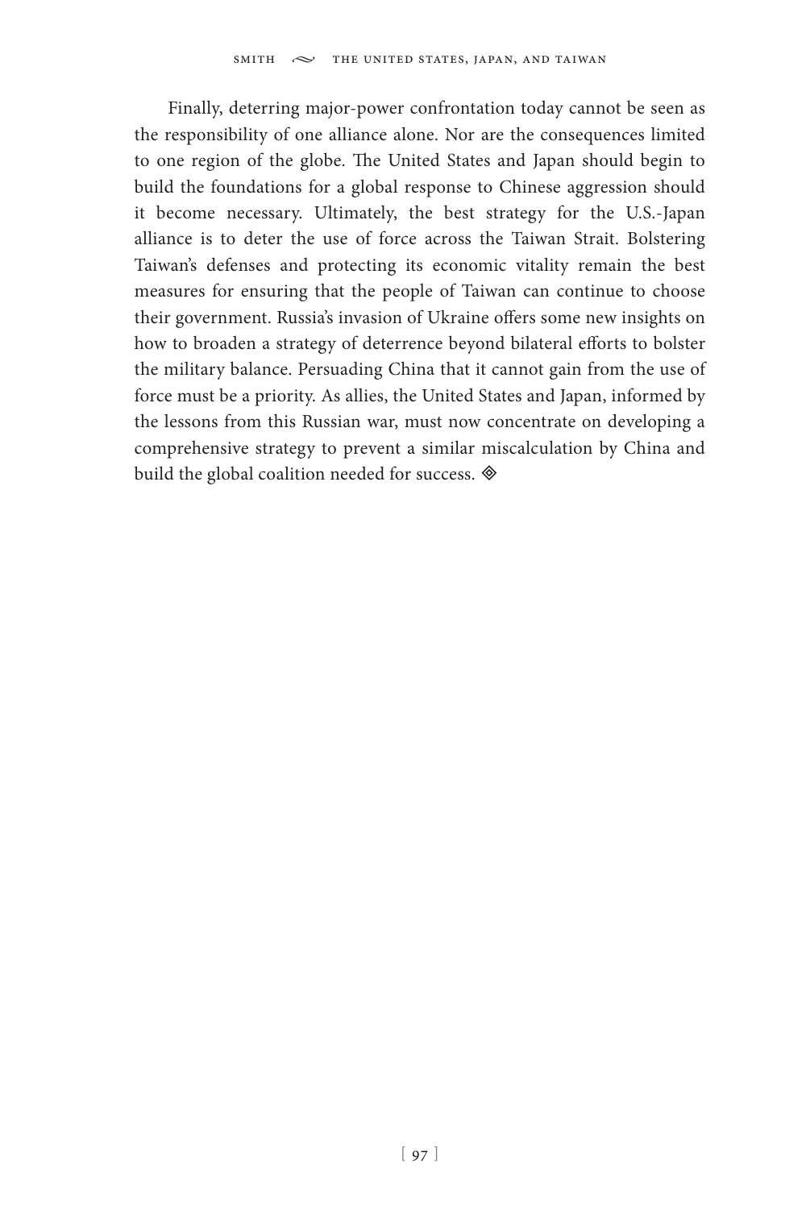Finally, deterring major-power confrontation today cannot be seen as the responsibility of one alliance alone. Nor are the consequences limited to one region of the globe. The United States and Japan should begin to build the foundations for a global response to Chinese aggression should it become necessary. Ultimately, the best strategy for the U.S.-Japan alliance is to deter the use of force across the Taiwan Strait. Bolstering Taiwan's defenses and protecting its economic vitality remain the best measures for ensuring that the people of Taiwan can continue to choose their government. Russia's invasion of Ukraine offers some new insights on how to broaden a strategy of deterrence beyond bilateral efforts to bolster the military balance. Persuading China that it cannot gain from the use of force must be a priority. As allies, the United States and Japan, informed by the lessons from this Russian war, must now concentrate on developing a comprehensive strategy to prevent a similar miscalculation by China and build the global coalition needed for success. ◈